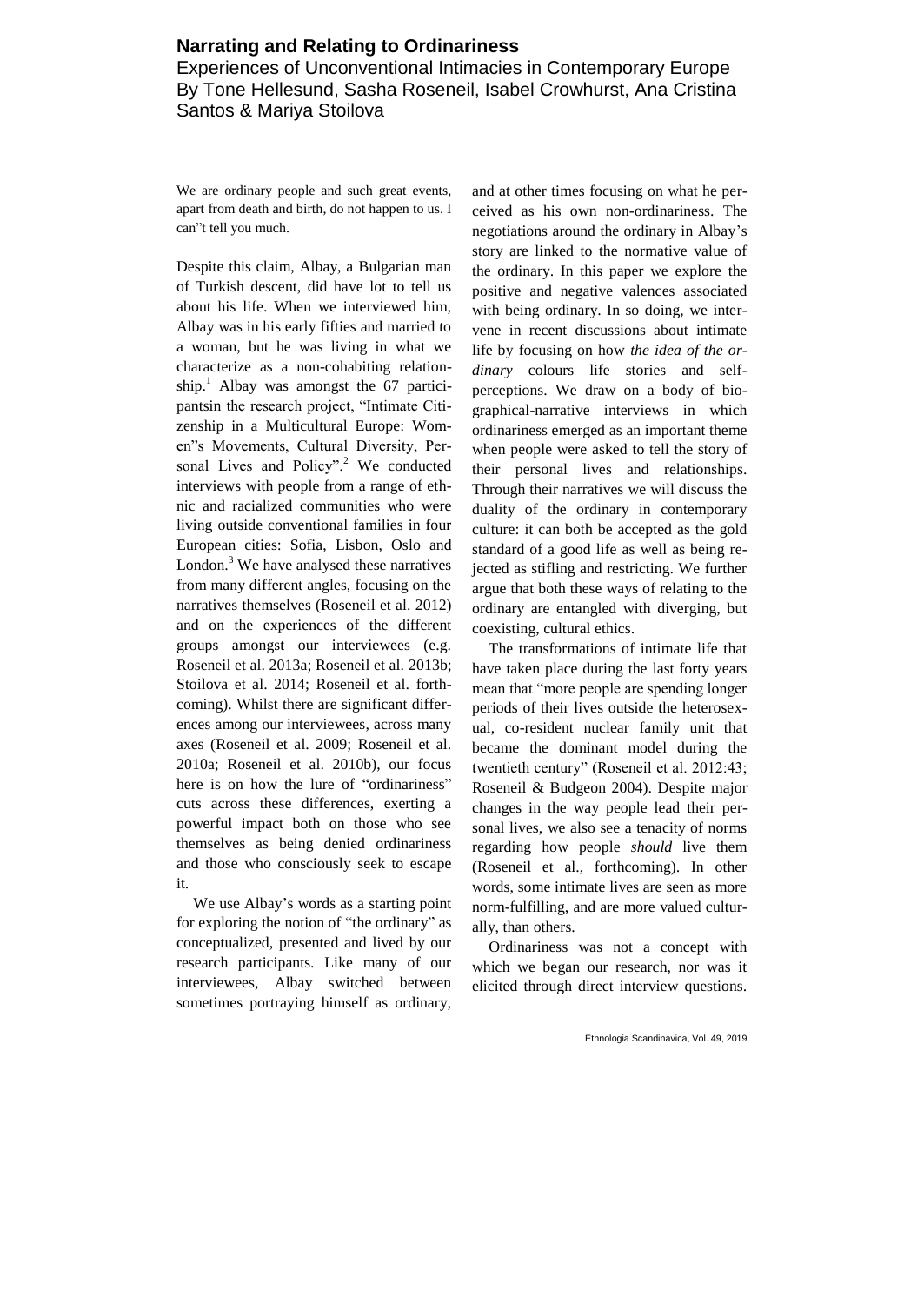# Narrating and Relating to Ordinariness

Experiences of Unconventional Intimacies in Contemporary Europe
By Tone Hellesund, Sasha Roseneil, Isabel Crowhurst, Ana Cristina Santos & Mariya Stoilova

We are ordinary people and such great events, apart from death and birth, do not happen to us. I can"t tell you much.

Despite this claim, Albay, a Bulgarian man of Turkish descent, did have lot to tell us about his life. When we interviewed him, Albay was in his early fifties and married to a woman, but he was living in what we characterize as a non-cohabiting relationship.[1] Albay was amongst the 67 participantsin the research project, "Intimate Citizenship in a Multicultural Europe: Women"s Movements, Cultural Diversity, Personal Lives and Policy".[2] We conducted interviews with people from a range of ethnic and racialized communities who were living outside conventional families in four European cities: Sofia, Lisbon, Oslo and London.[3] We have analysed these narratives from many different angles, focusing on the narratives themselves (Roseneil et al. 2012) and on the experiences of the different groups amongst our interviewees (e.g. Roseneil et al. 2013a; Roseneil et al. 2013b; Stoilova et al. 2014; Roseneil et al. forthcoming). Whilst there are significant differences among our interviewees, across many axes (Roseneil et al. 2009; Roseneil et al. 2010a; Roseneil et al. 2010b), our focus here is on how the lure of "ordinariness" cuts across these differences, exerting a powerful impact both on those who see themselves as being denied ordinariness and those who consciously seek to escape it.

We use Albay's words as a starting point for exploring the notion of "the ordinary" as conceptualized, presented and lived by our research participants. Like many of our interviewees, Albay switched between sometimes portraying himself as ordinary, and at other times focusing on what he perceived as his own non-ordinariness. The negotiations around the ordinary in Albay's story are linked to the normative value of the ordinary. In this paper we explore the positive and negative valences associated with being ordinary. In so doing, we intervene in recent discussions about intimate life by focusing on how *the idea of the ordinary* colours life stories and self-perceptions. We draw on a body of biographical-narrative interviews in which ordinariness emerged as an important theme when people were asked to tell the story of their personal lives and relationships. Through their narratives we will discuss the duality of the ordinary in contemporary culture: it can both be accepted as the gold standard of a good life as well as being rejected as stifling and restricting. We further argue that both these ways of relating to the ordinary are entangled with diverging, but coexisting, cultural ethics.

The transformations of intimate life that have taken place during the last forty years mean that "more people are spending longer periods of their lives outside the heterosexual, co-resident nuclear family unit that became the dominant model during the twentieth century" (Roseneil et al. 2012:43; Roseneil & Budgeon 2004). Despite major changes in the way people lead their personal lives, we also see a tenacity of norms regarding how people *should* live them (Roseneil et al., forthcoming). In other words, some intimate lives are seen as more norm-fulfilling, and are more valued culturally, than others.

Ordinariness was not a concept with which we began our research, nor was it elicited through direct interview questions.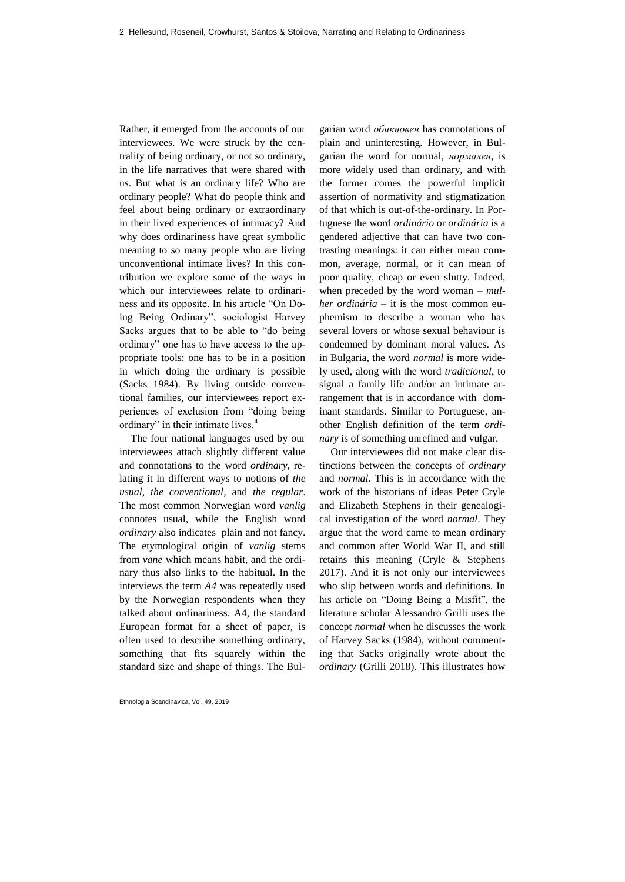Rather, it emerged from the accounts of our interviewees. We were struck by the centrality of being ordinary, or not so ordinary, in the life narratives that were shared with us. But what is an ordinary life? Who are ordinary people? What do people think and feel about being ordinary or extraordinary in their lived experiences of intimacy? And why does ordinariness have great symbolic meaning to so many people who are living unconventional intimate lives? In this contribution we explore some of the ways in which our interviewees relate to ordinariness and its opposite. In his article "On Doing Being Ordinary", sociologist Harvey Sacks argues that to be able to "do being ordinary" one has to have access to the appropriate tools: one has to be in a position in which doing the ordinary is possible (Sacks 1984). By living outside conventional families, our interviewees report experiences of exclusion from "doing being ordinary" in their intimate lives.[4]

The four national languages used by our interviewees attach slightly different value and connotations to the word *ordinary*, relating it in different ways to notions of *the usual*, *the conventional*, and *the regular*. The most common Norwegian word *vanlig* connotes usual, while the English word *ordinary* also indicates plain and not fancy. The etymological origin of *vanlig* stems from *vane* which means habit, and the ordinary thus also links to the habitual. In the interviews the term *A4* was repeatedly used by the Norwegian respondents when they talked about ordinariness. A4, the standard European format for a sheet of paper, is often used to describe something ordinary, something that fits squarely within the standard size and shape of things. The Bulgarian word *обикновен* has connotations of plain and uninteresting. However, in Bulgarian the word for normal, *нормален*, is more widely used than ordinary, and with the former comes the powerful implicit assertion of normativity and stigmatization of that which is out-of-the-ordinary. In Portuguese the word *ordinário* or *ordinária* is a gendered adjective that can have two contrasting meanings: it can either mean common, average, normal, or it can mean of poor quality, cheap or even slutty. Indeed, when preceded by the word woman – *mulher ordinária* – it is the most common euphemism to describe a woman who has several lovers or whose sexual behaviour is condemned by dominant moral values. As in Bulgaria, the word *normal* is more widely used, along with the word *tradicional*, to signal a family life and/or an intimate arrangement that is in accordance with dominant standards. Similar to Portuguese, another English definition of the term *ordinary* is of something unrefined and vulgar.

Our interviewees did not make clear distinctions between the concepts of *ordinary* and *normal*. This is in accordance with the work of the historians of ideas Peter Cryle and Elizabeth Stephens in their genealogical investigation of the word *normal*. They argue that the word came to mean ordinary and common after World War II, and still retains this meaning (Cryle & Stephens 2017). And it is not only our interviewees who slip between words and definitions. In his article on "Doing Being a Misfit", the literature scholar Alessandro Grilli uses the concept *normal* when he discusses the work of Harvey Sacks (1984), without commenting that Sacks originally wrote about the *ordinary* (Grilli 2018). This illustrates how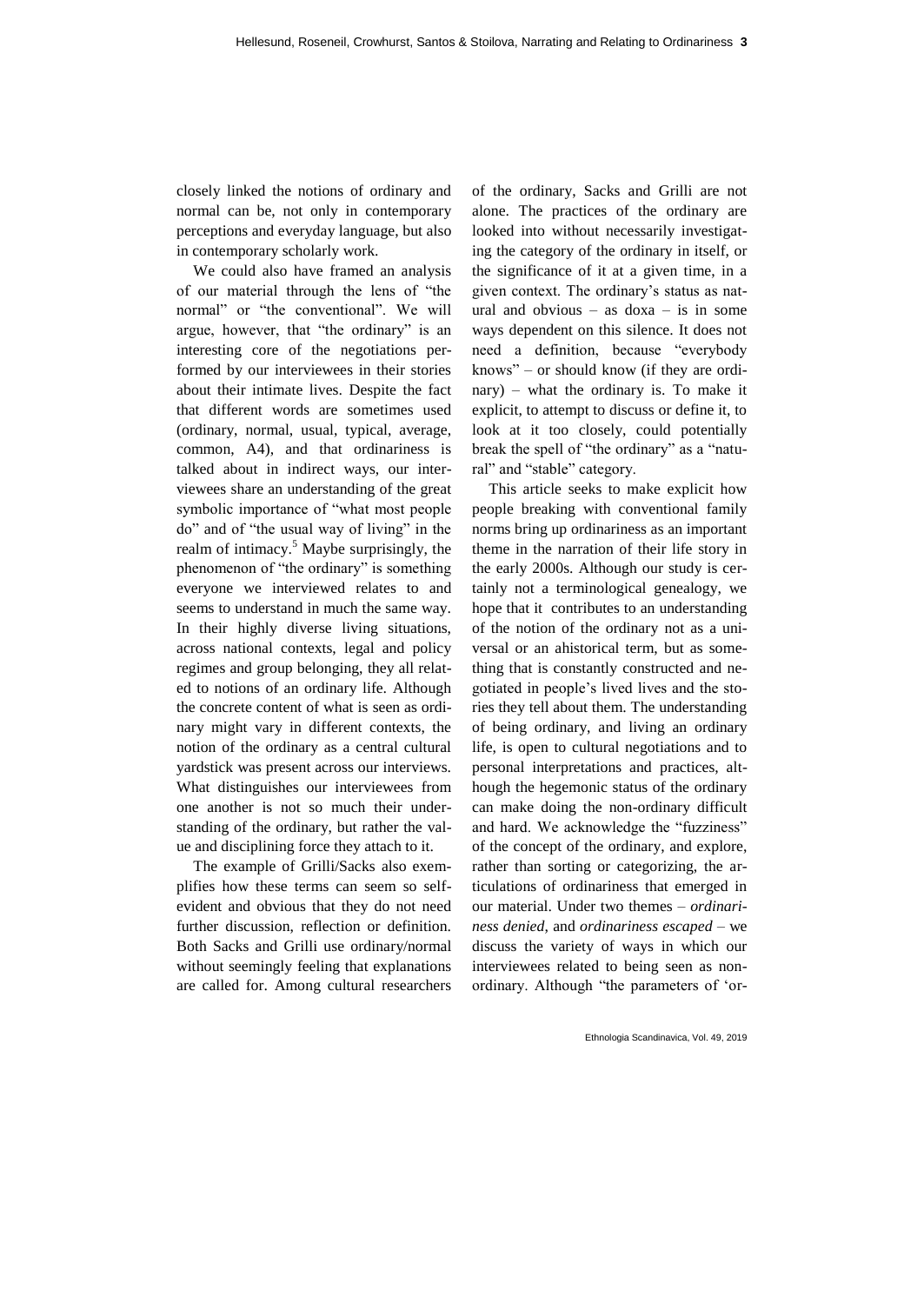closely linked the notions of ordinary and normal can be, not only in contemporary perceptions and everyday language, but also in contemporary scholarly work.

We could also have framed an analysis of our material through the lens of "the normal" or "the conventional". We will argue, however, that "the ordinary" is an interesting core of the negotiations performed by our interviewees in their stories about their intimate lives. Despite the fact that different words are sometimes used (ordinary, normal, usual, typical, average, common, A4), and that ordinariness is talked about in indirect ways, our interviewees share an understanding of the great symbolic importance of "what most people do" and of "the usual way of living" in the realm of intimacy.[5] Maybe surprisingly, the phenomenon of "the ordinary" is something everyone we interviewed relates to and seems to understand in much the same way. In their highly diverse living situations, across national contexts, legal and policy regimes and group belonging, they all related to notions of an ordinary life. Although the concrete content of what is seen as ordinary might vary in different contexts, the notion of the ordinary as a central cultural yardstick was present across our interviews. What distinguishes our interviewees from one another is not so much their understanding of the ordinary, but rather the value and disciplining force they attach to it.

The example of Grilli/Sacks also exemplifies how these terms can seem so self-evident and obvious that they do not need further discussion, reflection or definition. Both Sacks and Grilli use ordinary/normal without seemingly feeling that explanations are called for. Among cultural researchers of the ordinary, Sacks and Grilli are not alone. The practices of the ordinary are looked into without necessarily investigating the category of the ordinary in itself, or the significance of it at a given time, in a given context. The ordinary's status as natural and obvious – as doxa – is in some ways dependent on this silence. It does not need a definition, because "everybody knows" – or should know (if they are ordinary) – what the ordinary is. To make it explicit, to attempt to discuss or define it, to look at it too closely, could potentially break the spell of "the ordinary" as a "natural" and "stable" category.

This article seeks to make explicit how people breaking with conventional family norms bring up ordinariness as an important theme in the narration of their life story in the early 2000s. Although our study is certainly not a terminological genealogy, we hope that it contributes to an understanding of the notion of the ordinary not as a universal or an ahistorical term, but as something that is constantly constructed and negotiated in people's lived lives and the stories they tell about them. The understanding of being ordinary, and living an ordinary life, is open to cultural negotiations and to personal interpretations and practices, although the hegemonic status of the ordinary can make doing the non-ordinary difficult and hard. We acknowledge the "fuzziness" of the concept of the ordinary, and explore, rather than sorting or categorizing, the articulations of ordinariness that emerged in our material. Under two themes – *ordinariness denied*, and *ordinariness escaped* – we discuss the variety of ways in which our interviewees related to being seen as non-ordinary. Although "the parameters of 'or-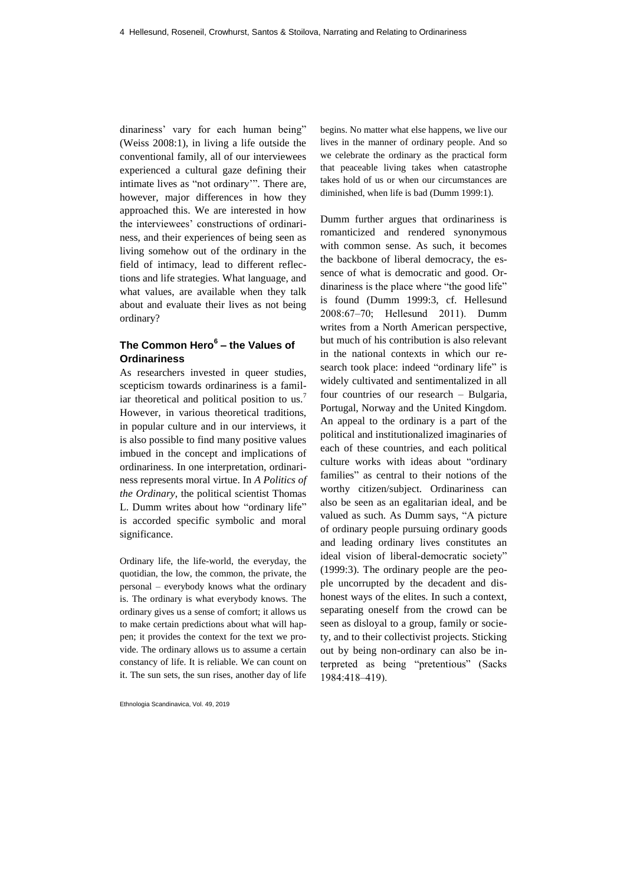dinariness' vary for each human being" (Weiss 2008:1), in living a life outside the conventional family, all of our interviewees experienced a cultural gaze defining their intimate lives as "not ordinary'". There are, however, major differences in how they approached this. We are interested in how the interviewees' constructions of ordinariness, and their experiences of being seen as living somehow out of the ordinary in the field of intimacy, lead to different reflections and life strategies. What language, and what values, are available when they talk about and evaluate their lives as not being ordinary?

## The Common Hero[6] – the Values of Ordinariness

As researchers invested in queer studies, scepticism towards ordinariness is a familiar theoretical and political position to us.[7] However, in various theoretical traditions, in popular culture and in our interviews, it is also possible to find many positive values imbued in the concept and implications of ordinariness. In one interpretation, ordinariness represents moral virtue. In *A Politics of the Ordinary*, the political scientist Thomas L. Dumm writes about how "ordinary life" is accorded specific symbolic and moral significance.

> Ordinary life, the life-world, the everyday, the quotidian, the low, the common, the private, the personal – everybody knows what the ordinary is. The ordinary is what everybody knows. The ordinary gives us a sense of comfort; it allows us to make certain predictions about what will happen; it provides the context for the text we provide. The ordinary allows us to assume a certain constancy of life. It is reliable. We can count on it. The sun sets, the sun rises, another day of life begins. No matter what else happens, we live our lives in the manner of ordinary people. And so we celebrate the ordinary as the practical form that peaceable living takes when catastrophe takes hold of us or when our circumstances are diminished, when life is bad (Dumm 1999:1).

Dumm further argues that ordinariness is romanticized and rendered synonymous with common sense. As such, it becomes the backbone of liberal democracy, the essence of what is democratic and good. Ordinariness is the place where "the good life" is found (Dumm 1999:3, cf. Hellesund 2008:67–70; Hellesund 2011). Dumm writes from a North American perspective, but much of his contribution is also relevant in the national contexts in which our research took place: indeed "ordinary life" is widely cultivated and sentimentalized in all four countries of our research – Bulgaria, Portugal, Norway and the United Kingdom. An appeal to the ordinary is a part of the political and institutionalized imaginaries of each of these countries, and each political culture works with ideas about "ordinary families" as central to their notions of the worthy citizen/subject. Ordinariness can also be seen as an egalitarian ideal, and be valued as such. As Dumm says, "A picture of ordinary people pursuing ordinary goods and leading ordinary lives constitutes an ideal vision of liberal-democratic society" (1999:3). The ordinary people are the people uncorrupted by the decadent and dishonest ways of the elites. In such a context, separating oneself from the crowd can be seen as disloyal to a group, family or society, and to their collectivist projects. Sticking out by being non-ordinary can also be interpreted as being "pretentious" (Sacks 1984:418–419).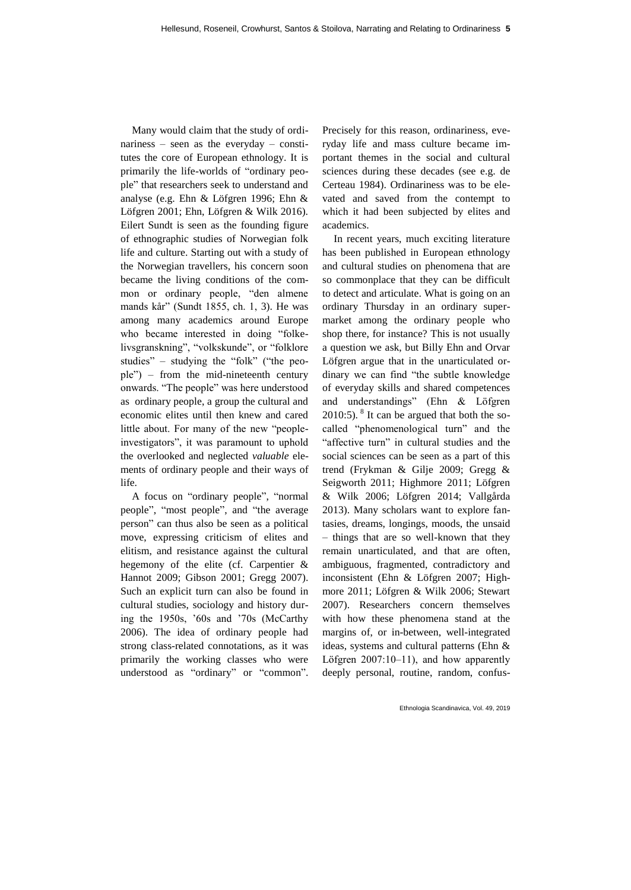Many would claim that the study of ordinariness – seen as the everyday – constitutes the core of European ethnology. It is primarily the life-worlds of "ordinary people" that researchers seek to understand and analyse (e.g. Ehn & Löfgren 1996; Ehn & Löfgren 2001; Ehn, Löfgren & Wilk 2016). Eilert Sundt is seen as the founding figure of ethnographic studies of Norwegian folk life and culture. Starting out with a study of the Norwegian travellers, his concern soon became the living conditions of the common or ordinary people, "den almene mands kår" (Sundt 1855, ch. 1, 3). He was among many academics around Europe who became interested in doing "folkelivsgranskning", "volkskunde", or "folklore studies" – studying the "folk" ("the people") – from the mid-nineteenth century onwards. "The people" was here understood as ordinary people, a group the cultural and economic elites until then knew and cared little about. For many of the new "people-investigators", it was paramount to uphold the overlooked and neglected *valuable* elements of ordinary people and their ways of life.

A focus on "ordinary people", "normal people", "most people", and "the average person" can thus also be seen as a political move, expressing criticism of elites and elitism, and resistance against the cultural hegemony of the elite (cf. Carpentier & Hannot 2009; Gibson 2001; Gregg 2007). Such an explicit turn can also be found in cultural studies, sociology and history during the 1950s, '60s and '70s (McCarthy 2006). The idea of ordinary people had strong class-related connotations, as it was primarily the working classes who were understood as "ordinary" or "common". Precisely for this reason, ordinariness, everyday life and mass culture became important themes in the social and cultural sciences during these decades (see e.g. de Certeau 1984). Ordinariness was to be elevated and saved from the contempt to which it had been subjected by elites and academics.

In recent years, much exciting literature has been published in European ethnology and cultural studies on phenomena that are so commonplace that they can be difficult to detect and articulate. What is going on an ordinary Thursday in an ordinary supermarket among the ordinary people who shop there, for instance? This is not usually a question we ask, but Billy Ehn and Orvar Löfgren argue that in the unarticulated ordinary we can find "the subtle knowledge of everyday skills and shared competences and understandings" (Ehn & Löfgren 2010:5).[8] It can be argued that both the so-called "phenomenological turn" and the "affective turn" in cultural studies and the social sciences can be seen as a part of this trend (Frykman & Gilje 2009; Gregg & Seigworth 2011; Highmore 2011; Löfgren & Wilk 2006; Löfgren 2014; Vallgårda 2013). Many scholars want to explore fantasies, dreams, longings, moods, the unsaid – things that are so well-known that they remain unarticulated, and that are often, ambiguous, fragmented, contradictory and inconsistent (Ehn & Löfgren 2007; Highmore 2011; Löfgren & Wilk 2006; Stewart 2007). Researchers concern themselves with how these phenomena stand at the margins of, or in-between, well-integrated ideas, systems and cultural patterns (Ehn & Löfgren 2007:10–11), and how apparently deeply personal, routine, random, confus-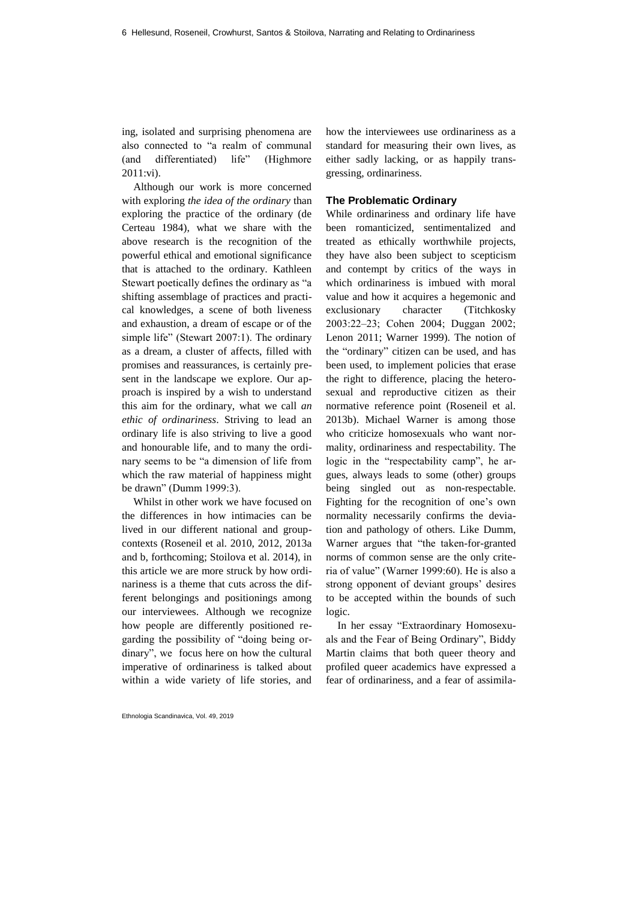ing, isolated and surprising phenomena are also connected to "a realm of communal (and differentiated) life" (Highmore 2011:vi).

Although our work is more concerned with exploring *the idea of the ordinary* than exploring the practice of the ordinary (de Certeau 1984), what we share with the above research is the recognition of the powerful ethical and emotional significance that is attached to the ordinary. Kathleen Stewart poetically defines the ordinary as "a shifting assemblage of practices and practical knowledges, a scene of both liveness and exhaustion, a dream of escape or of the simple life" (Stewart 2007:1). The ordinary as a dream, a cluster of affects, filled with promises and reassurances, is certainly present in the landscape we explore. Our approach is inspired by a wish to understand this aim for the ordinary, what we call *an ethic of ordinariness*. Striving to lead an ordinary life is also striving to live a good and honourable life, and to many the ordinary seems to be "a dimension of life from which the raw material of happiness might be drawn" (Dumm 1999:3).

Whilst in other work we have focused on the differences in how intimacies can be lived in our different national and group-contexts (Roseneil et al. 2010, 2012, 2013a and b, forthcoming; Stoilova et al. 2014), in this article we are more struck by how ordinariness is a theme that cuts across the different belongings and positionings among our interviewees. Although we recognize how people are differently positioned regarding the possibility of "doing being ordinary", we focus here on how the cultural imperative of ordinariness is talked about within a wide variety of life stories, and how the interviewees use ordinariness as a standard for measuring their own lives, as either sadly lacking, or as happily transgressing, ordinariness.

### The Problematic Ordinary

While ordinariness and ordinary life have been romanticized, sentimentalized and treated as ethically worthwhile projects, they have also been subject to scepticism and contempt by critics of the ways in which ordinariness is imbued with moral value and how it acquires a hegemonic and exclusionary character (Titchkosky 2003:22–23; Cohen 2004; Duggan 2002; Lenon 2011; Warner 1999). The notion of the "ordinary" citizen can be used, and has been used, to implement policies that erase the right to difference, placing the heterosexual and reproductive citizen as their normative reference point (Roseneil et al. 2013b). Michael Warner is among those who criticize homosexuals who want normality, ordinariness and respectability. The logic in the "respectability camp", he argues, always leads to some (other) groups being singled out as non-respectable. Fighting for the recognition of one's own normality necessarily confirms the deviation and pathology of others. Like Dumm, Warner argues that "the taken-for-granted norms of common sense are the only criteria of value" (Warner 1999:60). He is also a strong opponent of deviant groups' desires to be accepted within the bounds of such logic.

In her essay "Extraordinary Homosexuals and the Fear of Being Ordinary", Biddy Martin claims that both queer theory and profiled queer academics have expressed a fear of ordinariness, and a fear of assimila-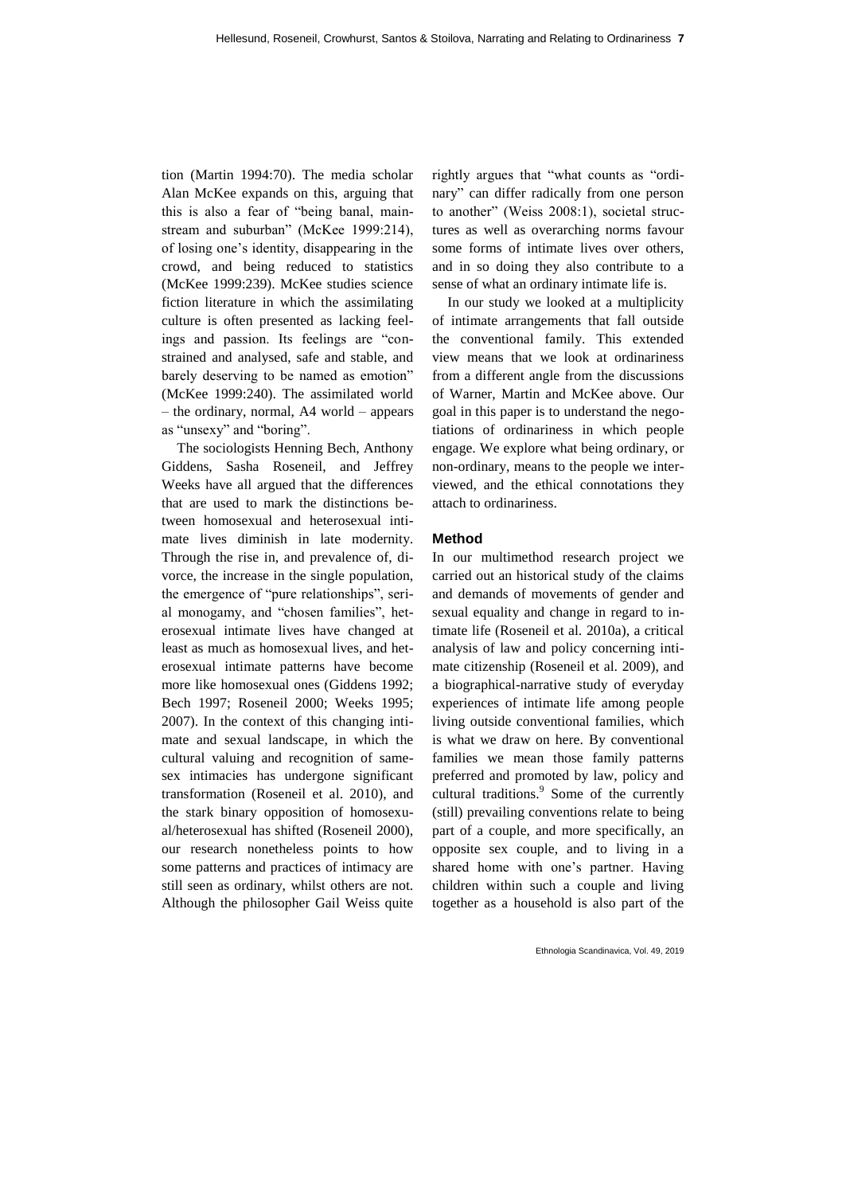tion (Martin 1994:70). The media scholar Alan McKee expands on this, arguing that this is also a fear of "being banal, mainstream and suburban" (McKee 1999:214), of losing one's identity, disappearing in the crowd, and being reduced to statistics (McKee 1999:239). McKee studies science fiction literature in which the assimilating culture is often presented as lacking feelings and passion. Its feelings are "constrained and analysed, safe and stable, and barely deserving to be named as emotion" (McKee 1999:240). The assimilated world – the ordinary, normal, A4 world – appears as "unsexy" and "boring".

The sociologists Henning Bech, Anthony Giddens, Sasha Roseneil, and Jeffrey Weeks have all argued that the differences that are used to mark the distinctions between homosexual and heterosexual intimate lives diminish in late modernity. Through the rise in, and prevalence of, divorce, the increase in the single population, the emergence of "pure relationships", serial monogamy, and "chosen families", heterosexual intimate lives have changed at least as much as homosexual lives, and heterosexual intimate patterns have become more like homosexual ones (Giddens 1992; Bech 1997; Roseneil 2000; Weeks 1995; 2007). In the context of this changing intimate and sexual landscape, in which the cultural valuing and recognition of same-sex intimacies has undergone significant transformation (Roseneil et al. 2010), and the stark binary opposition of homosexual/heterosexual has shifted (Roseneil 2000), our research nonetheless points to how some patterns and practices of intimacy are still seen as ordinary, whilst others are not. Although the philosopher Gail Weiss quite rightly argues that "what counts as "ordinary" can differ radically from one person to another" (Weiss 2008:1), societal structures as well as overarching norms favour some forms of intimate lives over others, and in so doing they also contribute to a sense of what an ordinary intimate life is.

In our study we looked at a multiplicity of intimate arrangements that fall outside the conventional family. This extended view means that we look at ordinariness from a different angle from the discussions of Warner, Martin and McKee above. Our goal in this paper is to understand the negotiations of ordinariness in which people engage. We explore what being ordinary, or non-ordinary, means to the people we interviewed, and the ethical connotations they attach to ordinariness.

### Method

In our multimethod research project we carried out an historical study of the claims and demands of movements of gender and sexual equality and change in regard to intimate life (Roseneil et al. 2010a), a critical analysis of law and policy concerning intimate citizenship (Roseneil et al. 2009), and a biographical-narrative study of everyday experiences of intimate life among people living outside conventional families, which is what we draw on here. By conventional families we mean those family patterns preferred and promoted by law, policy and cultural traditions.[9] Some of the currently (still) prevailing conventions relate to being part of a couple, and more specifically, an opposite sex couple, and to living in a shared home with one's partner. Having children within such a couple and living together as a household is also part of the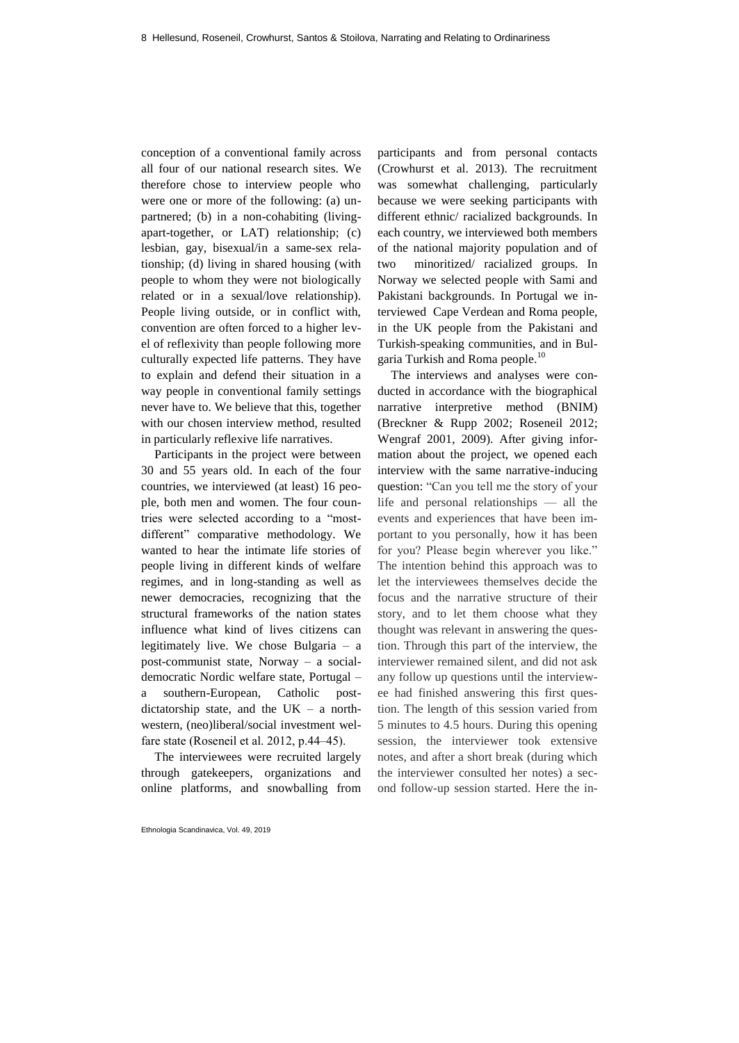conception of a conventional family across all four of our national research sites. We therefore chose to interview people who were one or more of the following: (a) unpartnered; (b) in a non-cohabiting (living-apart-together, or LAT) relationship; (c) lesbian, gay, bisexual/in a same-sex relationship; (d) living in shared housing (with people to whom they were not biologically related or in a sexual/love relationship). People living outside, or in conflict with, convention are often forced to a higher level of reflexivity than people following more culturally expected life patterns. They have to explain and defend their situation in a way people in conventional family settings never have to. We believe that this, together with our chosen interview method, resulted in particularly reflexive life narratives.

Participants in the project were between 30 and 55 years old. In each of the four countries, we interviewed (at least) 16 people, both men and women. The four countries were selected according to a "most-different" comparative methodology. We wanted to hear the intimate life stories of people living in different kinds of welfare regimes, and in long-standing as well as newer democracies, recognizing that the structural frameworks of the nation states influence what kind of lives citizens can legitimately live. We chose Bulgaria – a post-communist state, Norway – a social-democratic Nordic welfare state, Portugal – a southern-European, Catholic post-dictatorship state, and the UK – a north-western, (neo)liberal/social investment welfare state (Roseneil et al. 2012, p.44–45).

The interviewees were recruited largely through gatekeepers, organizations and online platforms, and snowballing from participants and from personal contacts (Crowhurst et al. 2013). The recruitment was somewhat challenging, particularly because we were seeking participants with different ethnic/ racialized backgrounds. In each country, we interviewed both members of the national majority population and of two minoritized/ racialized groups. In Norway we selected people with Sami and Pakistani backgrounds. In Portugal we interviewed Cape Verdean and Roma people, in the UK people from the Pakistani and Turkish-speaking communities, and in Bulgaria Turkish and Roma people.[10]

The interviews and analyses were conducted in accordance with the biographical narrative interpretive method (BNIM) (Breckner & Rupp 2002; Roseneil 2012; Wengraf 2001, 2009). After giving information about the project, we opened each interview with the same narrative-inducing question: "Can you tell me the story of your life and personal relationships — all the events and experiences that have been important to you personally, how it has been for you? Please begin wherever you like." The intention behind this approach was to let the interviewees themselves decide the focus and the narrative structure of their story, and to let them choose what they thought was relevant in answering the question. Through this part of the interview, the interviewer remained silent, and did not ask any follow up questions until the interviewee had finished answering this first question. The length of this session varied from 5 minutes to 4.5 hours. During this opening session, the interviewer took extensive notes, and after a short break (during which the interviewer consulted her notes) a second follow-up session started. Here the in-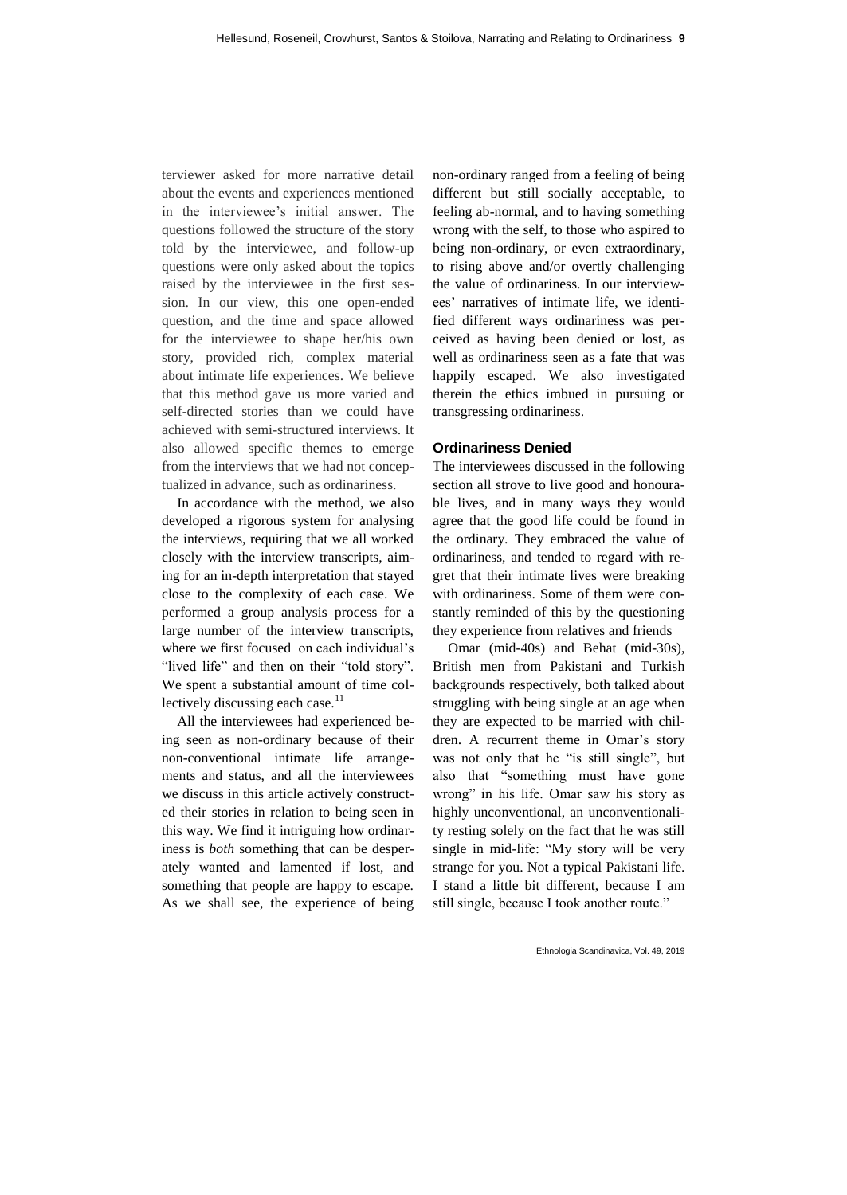terviewer asked for more narrative detail about the events and experiences mentioned in the interviewee's initial answer. The questions followed the structure of the story told by the interviewee, and follow-up questions were only asked about the topics raised by the interviewee in the first session. In our view, this one open-ended question, and the time and space allowed for the interviewee to shape her/his own story, provided rich, complex material about intimate life experiences. We believe that this method gave us more varied and self-directed stories than we could have achieved with semi-structured interviews. It also allowed specific themes to emerge from the interviews that we had not conceptualized in advance, such as ordinariness.

In accordance with the method, we also developed a rigorous system for analysing the interviews, requiring that we all worked closely with the interview transcripts, aiming for an in-depth interpretation that stayed close to the complexity of each case. We performed a group analysis process for a large number of the interview transcripts, where we first focused on each individual's "lived life" and then on their "told story". We spent a substantial amount of time collectively discussing each case.[11]

All the interviewees had experienced being seen as non-ordinary because of their non-conventional intimate life arrangements and status, and all the interviewees we discuss in this article actively constructed their stories in relation to being seen in this way. We find it intriguing how ordinariness is *both* something that can be desperately wanted and lamented if lost, and something that people are happy to escape. As we shall see, the experience of being non-ordinary ranged from a feeling of being different but still socially acceptable, to feeling ab-normal, and to having something wrong with the self, to those who aspired to being non-ordinary, or even extraordinary, to rising above and/or overtly challenging the value of ordinariness. In our interviewees' narratives of intimate life, we identified different ways ordinariness was perceived as having been denied or lost, as well as ordinariness seen as a fate that was happily escaped. We also investigated therein the ethics imbued in pursuing or transgressing ordinariness.

### Ordinariness Denied

The interviewees discussed in the following section all strove to live good and honourable lives, and in many ways they would agree that the good life could be found in the ordinary. They embraced the value of ordinariness, and tended to regard with regret that their intimate lives were breaking with ordinariness. Some of them were constantly reminded of this by the questioning they experience from relatives and friends

Omar (mid-40s) and Behat (mid-30s), British men from Pakistani and Turkish backgrounds respectively, both talked about struggling with being single at an age when they are expected to be married with children. A recurrent theme in Omar's story was not only that he "is still single", but also that "something must have gone wrong" in his life. Omar saw his story as highly unconventional, an unconventionality resting solely on the fact that he was still single in mid-life: "My story will be very strange for you. Not a typical Pakistani life. I stand a little bit different, because I am still single, because I took another route."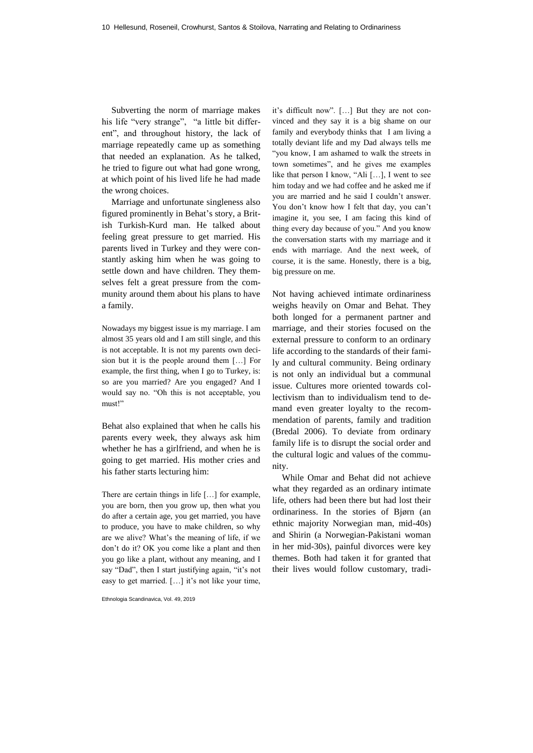Subverting the norm of marriage makes his life "very strange", "a little bit different", and throughout history, the lack of marriage repeatedly came up as something that needed an explanation. As he talked, he tried to figure out what had gone wrong, at which point of his lived life he had made the wrong choices.

Marriage and unfortunate singleness also figured prominently in Behat's story, a British Turkish-Kurd man. He talked about feeling great pressure to get married. His parents lived in Turkey and they were constantly asking him when he was going to settle down and have children. They themselves felt a great pressure from the community around them about his plans to have a family.

> Nowadays my biggest issue is my marriage. I am almost 35 years old and I am still single, and this is not acceptable. It is not my parents own decision but it is the people around them […] For example, the first thing, when I go to Turkey, is: so are you married? Are you engaged? And I would say no. "Oh this is not acceptable, you must!"

Behat also explained that when he calls his parents every week, they always ask him whether he has a girlfriend, and when he is going to get married. His mother cries and his father starts lecturing him:

> There are certain things in life […] for example, you are born, then you grow up, then what you do after a certain age, you get married, you have to produce, you have to make children, so why are we alive? What's the meaning of life, if we don't do it? OK you come like a plant and then you go like a plant, without any meaning, and I say "Dad", then I start justifying again, "it's not easy to get married. […] it's not like your time, it's difficult now". […] But they are not convinced and they say it is a big shame on our family and everybody thinks that I am living a totally deviant life and my Dad always tells me "you know, I am ashamed to walk the streets in town sometimes", and he gives me examples like that person I know, "Ali […], I went to see him today and we had coffee and he asked me if you are married and he said I couldn't answer. You don't know how I felt that day, you can't imagine it, you see, I am facing this kind of thing every day because of you." And you know the conversation starts with my marriage and it ends with marriage. And the next week, of course, it is the same. Honestly, there is a big, big pressure on me.

Not having achieved intimate ordinariness weighs heavily on Omar and Behat. They both longed for a permanent partner and marriage, and their stories focused on the external pressure to conform to an ordinary life according to the standards of their family and cultural community. Being ordinary is not only an individual but a communal issue. Cultures more oriented towards collectivism than to individualism tend to demand even greater loyalty to the recommendation of parents, family and tradition (Bredal 2006). To deviate from ordinary family life is to disrupt the social order and the cultural logic and values of the community.

While Omar and Behat did not achieve what they regarded as an ordinary intimate life, others had been there but had lost their ordinariness. In the stories of Bjørn (an ethnic majority Norwegian man, mid-40s) and Shirin (a Norwegian-Pakistani woman in her mid-30s), painful divorces were key themes. Both had taken it for granted that their lives would follow customary, tradi-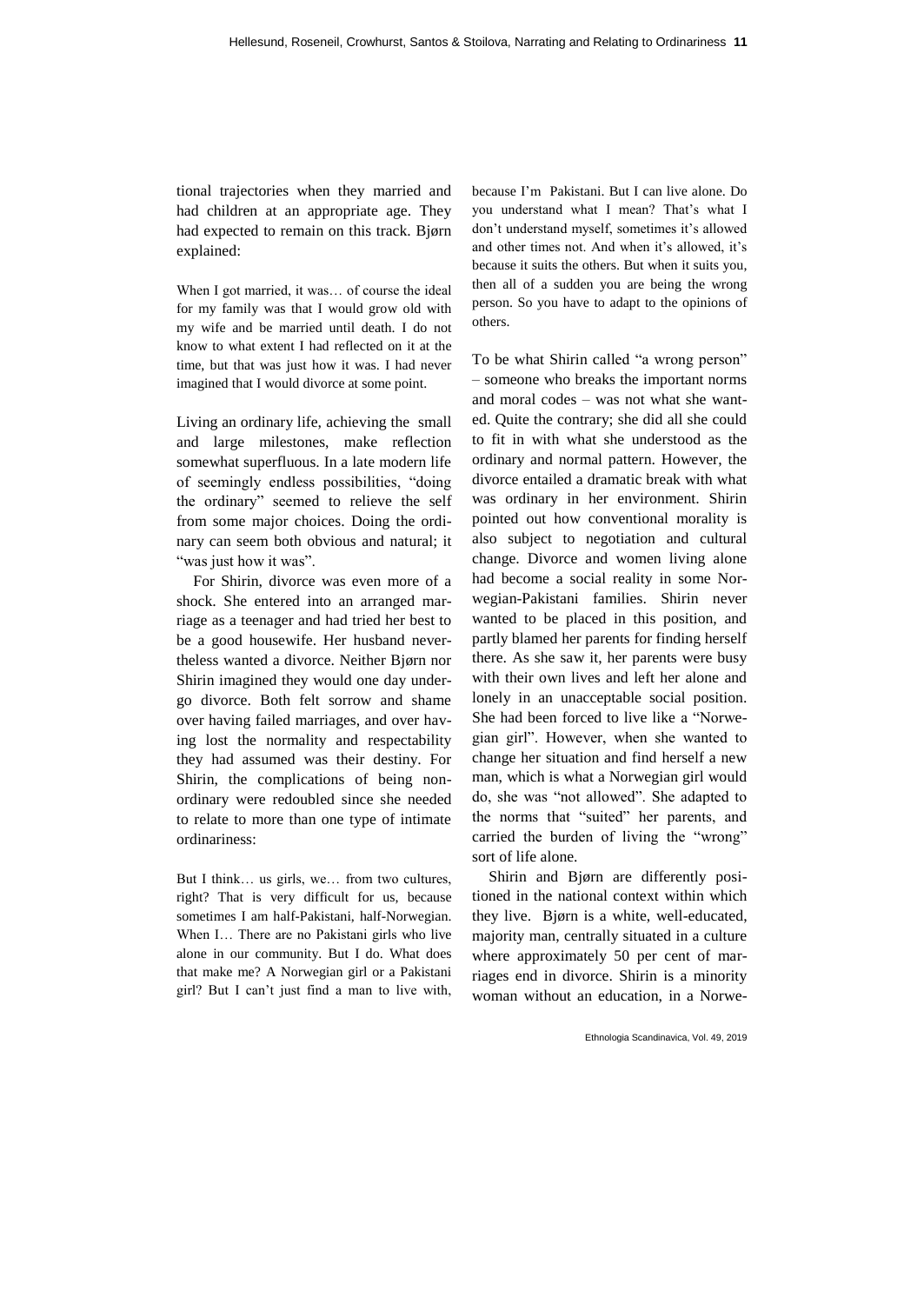tional trajectories when they married and had children at an appropriate age. They had expected to remain on this track. Bjørn explained:

> When I got married, it was… of course the ideal for my family was that I would grow old with my wife and be married until death. I do not know to what extent I had reflected on it at the time, but that was just how it was. I had never imagined that I would divorce at some point.

Living an ordinary life, achieving the small and large milestones, make reflection somewhat superfluous. In a late modern life of seemingly endless possibilities, "doing the ordinary" seemed to relieve the self from some major choices. Doing the ordinary can seem both obvious and natural; it "was just how it was".

For Shirin, divorce was even more of a shock. She entered into an arranged marriage as a teenager and had tried her best to be a good housewife. Her husband nevertheless wanted a divorce. Neither Bjørn nor Shirin imagined they would one day undergo divorce. Both felt sorrow and shame over having failed marriages, and over having lost the normality and respectability they had assumed was their destiny. For Shirin, the complications of being non-ordinary were redoubled since she needed to relate to more than one type of intimate ordinariness:

> But I think… us girls, we… from two cultures, right? That is very difficult for us, because sometimes I am half-Pakistani, half-Norwegian. When I… There are no Pakistani girls who live alone in our community. But I do. What does that make me? A Norwegian girl or a Pakistani girl? But I can't just find a man to live with, because I'm Pakistani. But I can live alone. Do you understand what I mean? That's what I don't understand myself, sometimes it's allowed and other times not. And when it's allowed, it's because it suits the others. But when it suits you, then all of a sudden you are being the wrong person. So you have to adapt to the opinions of others.

To be what Shirin called "a wrong person" – someone who breaks the important norms and moral codes – was not what she wanted. Quite the contrary; she did all she could to fit in with what she understood as the ordinary and normal pattern. However, the divorce entailed a dramatic break with what was ordinary in her environment. Shirin pointed out how conventional morality is also subject to negotiation and cultural change. Divorce and women living alone had become a social reality in some Norwegian-Pakistani families. Shirin never wanted to be placed in this position, and partly blamed her parents for finding herself there. As she saw it, her parents were busy with their own lives and left her alone and lonely in an unacceptable social position. She had been forced to live like a "Norwegian girl". However, when she wanted to change her situation and find herself a new man, which is what a Norwegian girl would do, she was "not allowed". She adapted to the norms that "suited" her parents, and carried the burden of living the "wrong" sort of life alone.

Shirin and Bjørn are differently positioned in the national context within which they live. Bjørn is a white, well-educated, majority man, centrally situated in a culture where approximately 50 per cent of marriages end in divorce. Shirin is a minority woman without an education, in a Norwe-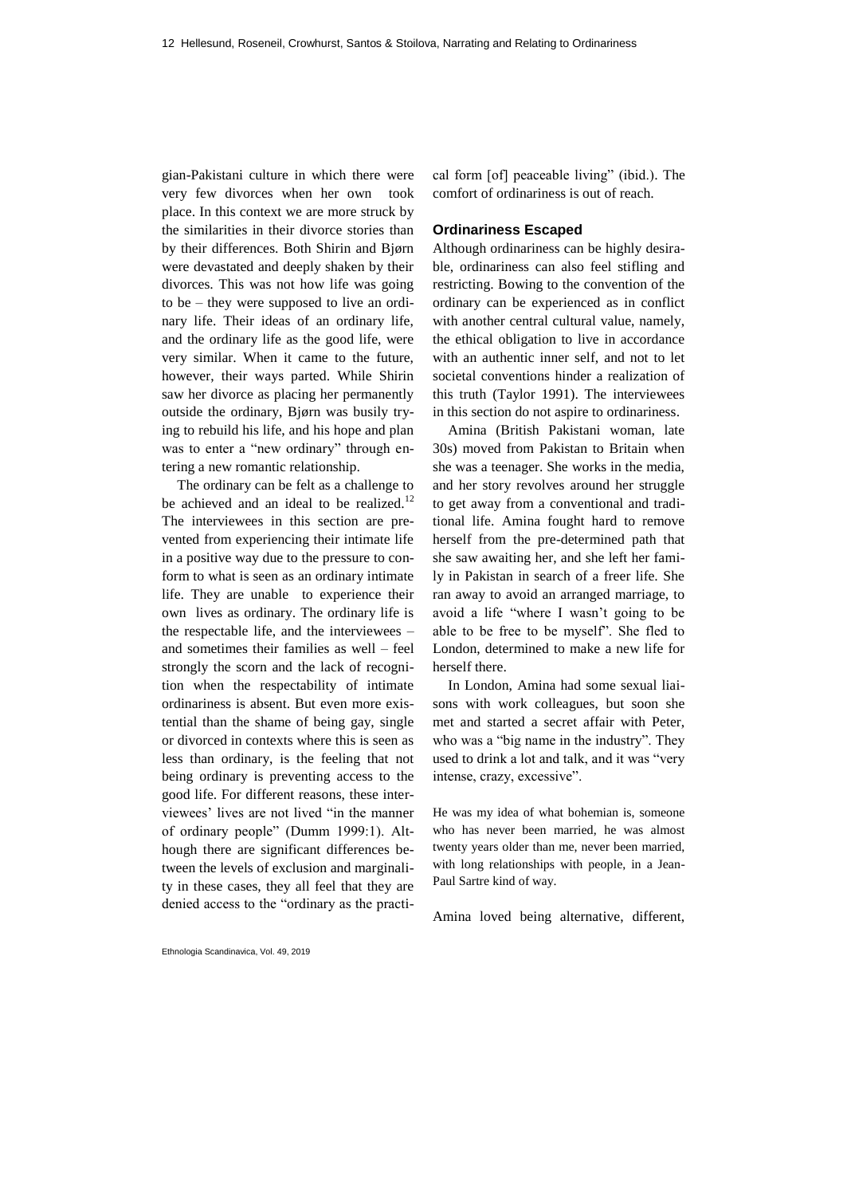gian-Pakistani culture in which there were very few divorces when her own took place. In this context we are more struck by the similarities in their divorce stories than by their differences. Both Shirin and Bjørn were devastated and deeply shaken by their divorces. This was not how life was going to be – they were supposed to live an ordinary life. Their ideas of an ordinary life, and the ordinary life as the good life, were very similar. When it came to the future, however, their ways parted. While Shirin saw her divorce as placing her permanently outside the ordinary, Bjørn was busily trying to rebuild his life, and his hope and plan was to enter a "new ordinary" through entering a new romantic relationship.

The ordinary can be felt as a challenge to be achieved and an ideal to be realized.[12] The interviewees in this section are prevented from experiencing their intimate life in a positive way due to the pressure to conform to what is seen as an ordinary intimate life. They are unable to experience their own lives as ordinary. The ordinary life is the respectable life, and the interviewees – and sometimes their families as well – feel strongly the scorn and the lack of recognition when the respectability of intimate ordinariness is absent. But even more existential than the shame of being gay, single or divorced in contexts where this is seen as less than ordinary, is the feeling that not being ordinary is preventing access to the good life. For different reasons, these interviewees' lives are not lived "in the manner of ordinary people" (Dumm 1999:1). Although there are significant differences between the levels of exclusion and marginality in these cases, they all feel that they are denied access to the "ordinary as the practical form [of] peaceable living" (ibid.). The comfort of ordinariness is out of reach.

## Ordinariness Escaped

Although ordinariness can be highly desirable, ordinariness can also feel stifling and restricting. Bowing to the convention of the ordinary can be experienced as in conflict with another central cultural value, namely, the ethical obligation to live in accordance with an authentic inner self, and not to let societal conventions hinder a realization of this truth (Taylor 1991). The interviewees in this section do not aspire to ordinariness.

Amina (British Pakistani woman, late 30s) moved from Pakistan to Britain when she was a teenager. She works in the media, and her story revolves around her struggle to get away from a conventional and traditional life. Amina fought hard to remove herself from the pre-determined path that she saw awaiting her, and she left her family in Pakistan in search of a freer life. She ran away to avoid an arranged marriage, to avoid a life "where I wasn't going to be able to be free to be myself". She fled to London, determined to make a new life for herself there.

In London, Amina had some sexual liaisons with work colleagues, but soon she met and started a secret affair with Peter, who was a "big name in the industry". They used to drink a lot and talk, and it was "very intense, crazy, excessive".

> He was my idea of what bohemian is, someone who has never been married, he was almost twenty years older than me, never been married, with long relationships with people, in a Jean-Paul Sartre kind of way.

Amina loved being alternative, different,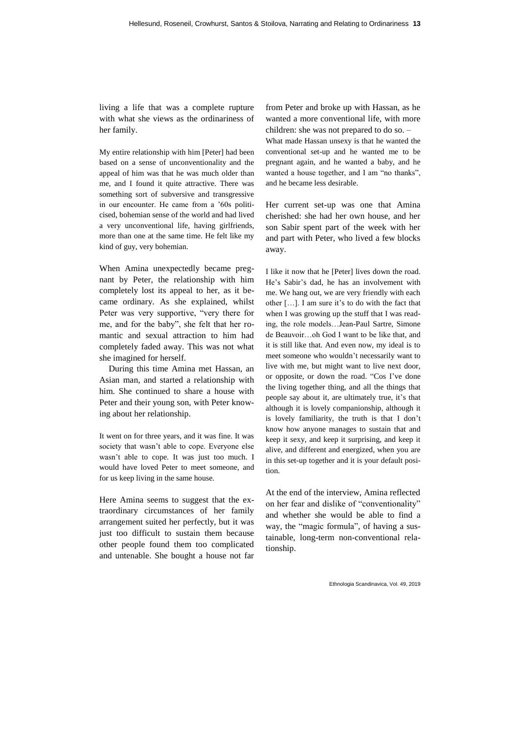living a life that was a complete rupture with what she views as the ordinariness of her family.

> My entire relationship with him [Peter] had been based on a sense of unconventionality and the appeal of him was that he was much older than me, and I found it quite attractive. There was something sort of subversive and transgressive in our encounter. He came from a '60s politicised, bohemian sense of the world and had lived a very unconventional life, having girlfriends, more than one at the same time. He felt like my kind of guy, very bohemian.

When Amina unexpectedly became pregnant by Peter, the relationship with him completely lost its appeal to her, as it became ordinary. As she explained, whilst Peter was very supportive, "very there for me, and for the baby", she felt that her romantic and sexual attraction to him had completely faded away. This was not what she imagined for herself.

During this time Amina met Hassan, an Asian man, and started a relationship with him. She continued to share a house with Peter and their young son, with Peter knowing about her relationship.

> It went on for three years, and it was fine. It was society that wasn't able to cope. Everyone else wasn't able to cope. It was just too much. I would have loved Peter to meet someone, and for us keep living in the same house.

Here Amina seems to suggest that the extraordinary circumstances of her family arrangement suited her perfectly, but it was just too difficult to sustain them because other people found them too complicated and untenable. She bought a house not far from Peter and broke up with Hassan, as he wanted a more conventional life, with more children: she was not prepared to do so. – What made Hassan unsexy is that he wanted the conventional set-up and he wanted me to be pregnant again, and he wanted a baby, and he wanted a house together, and I am "no thanks", and he became less desirable.

Her current set-up was one that Amina cherished: she had her own house, and her son Sabir spent part of the week with her and part with Peter, who lived a few blocks away.

> I like it now that he [Peter] lives down the road. He's Sabir's dad, he has an involvement with me. We hang out, we are very friendly with each other […]. I am sure it's to do with the fact that when I was growing up the stuff that I was reading, the role models…Jean-Paul Sartre, Simone de Beauvoir…oh God I want to be like that, and it is still like that. And even now, my ideal is to meet someone who wouldn't necessarily want to live with me, but might want to live next door, or opposite, or down the road. "Cos I've done the living together thing, and all the things that people say about it, are ultimately true, it's that although it is lovely companionship, although it is lovely familiarity, the truth is that I don't know how anyone manages to sustain that and keep it sexy, and keep it surprising, and keep it alive, and different and energized, when you are in this set-up together and it is your default position.

At the end of the interview, Amina reflected on her fear and dislike of "conventionality" and whether she would be able to find a way, the "magic formula", of having a sustainable, long-term non-conventional relationship.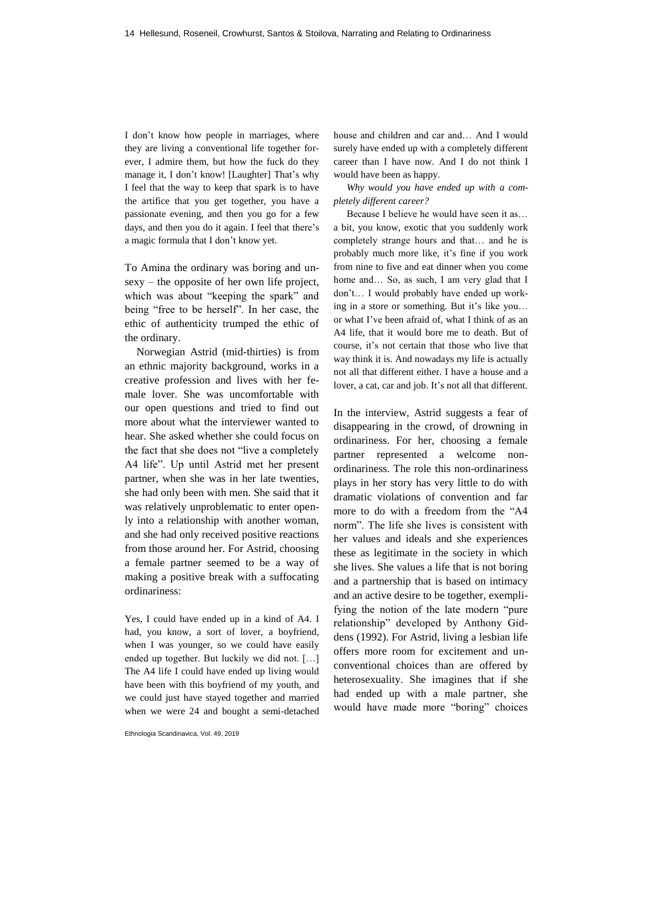I don't know how people in marriages, where they are living a conventional life together forever, I admire them, but how the fuck do they manage it, I don't know! [Laughter] That's why I feel that the way to keep that spark is to have the artifice that you get together, you have a passionate evening, and then you go for a few days, and then you do it again. I feel that there's a magic formula that I don't know yet.

To Amina the ordinary was boring and unsexy – the opposite of her own life project, which was about "keeping the spark" and being "free to be herself". In her case, the ethic of authenticity trumped the ethic of the ordinary.

Norwegian Astrid (mid-thirties) is from an ethnic majority background, works in a creative profession and lives with her female lover. She was uncomfortable with our open questions and tried to find out more about what the interviewer wanted to hear. She asked whether she could focus on the fact that she does not "live a completely A4 life". Up until Astrid met her present partner, when she was in her late twenties, she had only been with men. She said that it was relatively unproblematic to enter openly into a relationship with another woman, and she had only received positive reactions from those around her. For Astrid, choosing a female partner seemed to be a way of making a positive break with a suffocating ordinariness:

Yes, I could have ended up in a kind of A4. I had, you know, a sort of lover, a boyfriend, when I was younger, so we could have easily ended up together. But luckily we did not. […] The A4 life I could have ended up living would have been with this boyfriend of my youth, and we could just have stayed together and married when we were 24 and bought a semi-detached house and children and car and… And I would surely have ended up with a completely different career than I have now. And I do not think I would have been as happy.

*Why would you have ended up with a completely different career?*

Because I believe he would have seen it as… a bit, you know, exotic that you suddenly work completely strange hours and that… and he is probably much more like, it's fine if you work from nine to five and eat dinner when you come home and… So, as such, I am very glad that I don't… I would probably have ended up working in a store or something. But it's like you… or what I've been afraid of, what I think of as an A4 life, that it would bore me to death. But of course, it's not certain that those who live that way think it is. And nowadays my life is actually not all that different either. I have a house and a lover, a cat, car and job. It's not all that different.

In the interview, Astrid suggests a fear of disappearing in the crowd, of drowning in ordinariness. For her, choosing a female partner represented a welcome non-ordinariness. The role this non-ordinariness plays in her story has very little to do with dramatic violations of convention and far more to do with a freedom from the "A4 norm". The life she lives is consistent with her values and ideals and she experiences these as legitimate in the society in which she lives. She values a life that is not boring and a partnership that is based on intimacy and an active desire to be together, exemplifying the notion of the late modern "pure relationship" developed by Anthony Giddens (1992). For Astrid, living a lesbian life offers more room for excitement and unconventional choices than are offered by heterosexuality. She imagines that if she had ended up with a male partner, she would have made more "boring" choices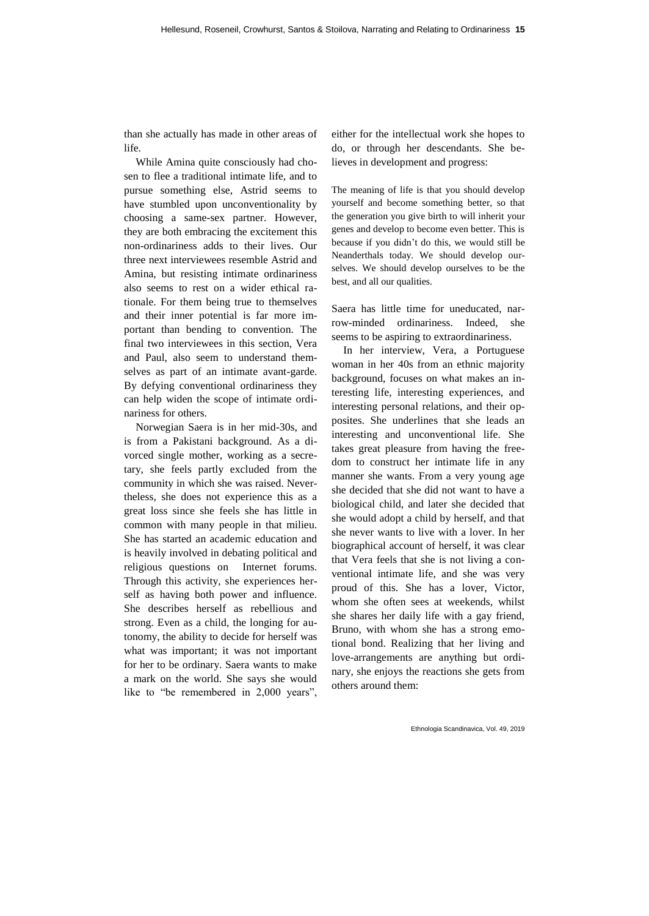than she actually has made in other areas of life.

While Amina quite consciously had chosen to flee a traditional intimate life, and to pursue something else, Astrid seems to have stumbled upon unconventionality by choosing a same-sex partner. However, they are both embracing the excitement this non-ordinariness adds to their lives. Our three next interviewees resemble Astrid and Amina, but resisting intimate ordinariness also seems to rest on a wider ethical rationale. For them being true to themselves and their inner potential is far more important than bending to convention. The final two interviewees in this section, Vera and Paul, also seem to understand themselves as part of an intimate avant-garde. By defying conventional ordinariness they can help widen the scope of intimate ordinariness for others.

Norwegian Saera is in her mid-30s, and is from a Pakistani background. As a divorced single mother, working as a secretary, she feels partly excluded from the community in which she was raised. Nevertheless, she does not experience this as a great loss since she feels she has little in common with many people in that milieu. She has started an academic education and is heavily involved in debating political and religious questions on Internet forums. Through this activity, she experiences herself as having both power and influence. She describes herself as rebellious and strong. Even as a child, the longing for autonomy, the ability to decide for herself was what was important; it was not important for her to be ordinary. Saera wants to make a mark on the world. She says she would like to "be remembered in 2,000 years", either for the intellectual work she hopes to do, or through her descendants. She believes in development and progress:

> The meaning of life is that you should develop yourself and become something better, so that the generation you give birth to will inherit your genes and develop to become even better. This is because if you didn't do this, we would still be Neanderthals today. We should develop ourselves. We should develop ourselves to be the best, and all our qualities.

Saera has little time for uneducated, narrow-minded ordinariness. Indeed, she seems to be aspiring to extraordinariness.

In her interview, Vera, a Portuguese woman in her 40s from an ethnic majority background, focuses on what makes an interesting life, interesting experiences, and interesting personal relations, and their opposites. She underlines that she leads an interesting and unconventional life. She takes great pleasure from having the freedom to construct her intimate life in any manner she wants. From a very young age she decided that she did not want to have a biological child, and later she decided that she would adopt a child by herself, and that she never wants to live with a lover. In her biographical account of herself, it was clear that Vera feels that she is not living a conventional intimate life, and she was very proud of this. She has a lover, Victor, whom she often sees at weekends, whilst she shares her daily life with a gay friend, Bruno, with whom she has a strong emotional bond. Realizing that her living and love-arrangements are anything but ordinary, she enjoys the reactions she gets from others around them: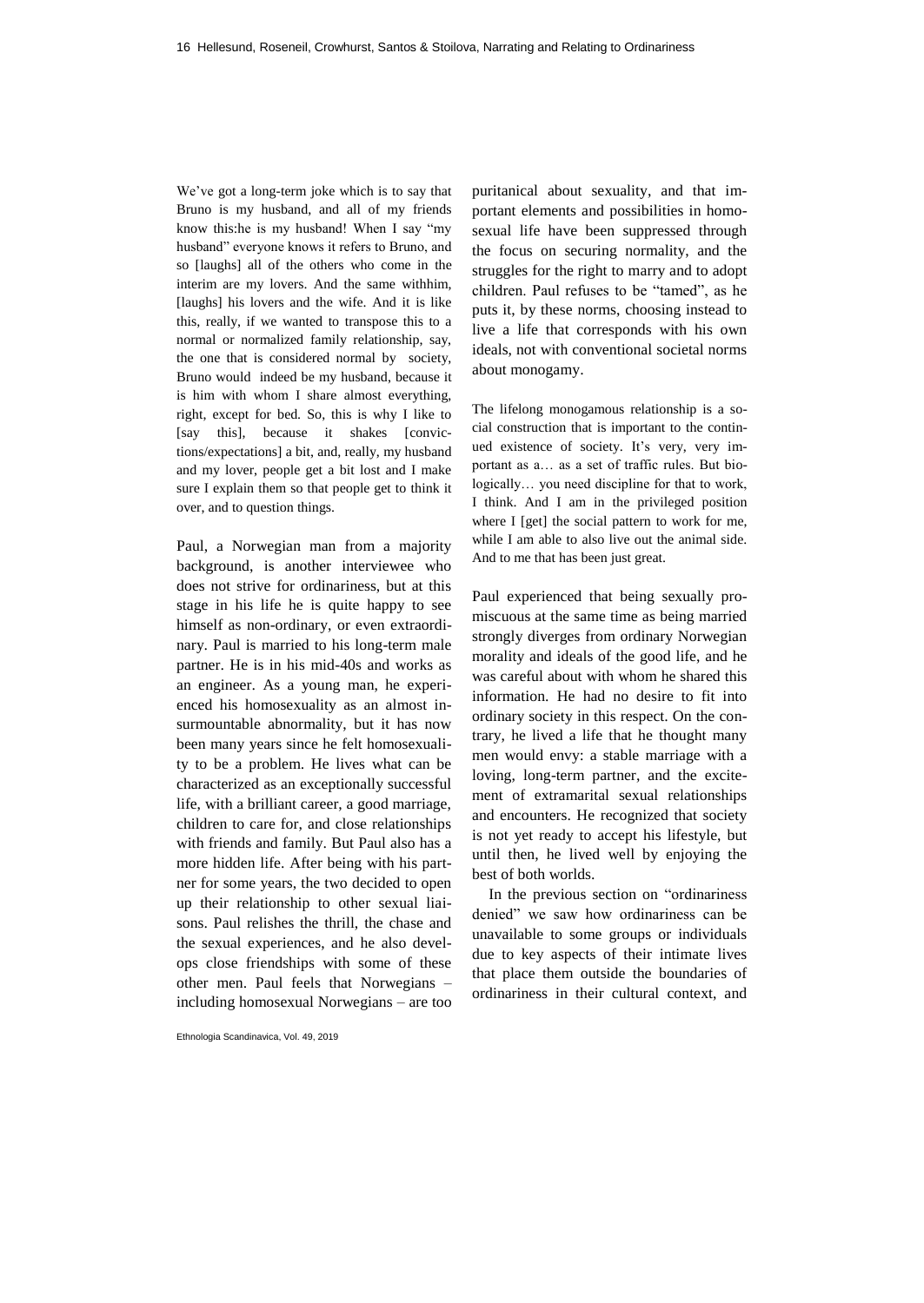> We've got a long-term joke which is to say that Bruno is my husband, and all of my friends know this:he is my husband! When I say "my husband" everyone knows it refers to Bruno, and so [laughs] all of the others who come in the interim are my lovers. And the same withhim, [laughs] his lovers and the wife. And it is like this, really, if we wanted to transpose this to a normal or normalized family relationship, say, the one that is considered normal by society, Bruno would indeed be my husband, because it is him with whom I share almost everything, right, except for bed. So, this is why I like to [say this], because it shakes [convictions/expectations] a bit, and, really, my husband and my lover, people get a bit lost and I make sure I explain them so that people get to think it over, and to question things.

Paul, a Norwegian man from a majority background, is another interviewee who does not strive for ordinariness, but at this stage in his life he is quite happy to see himself as non-ordinary, or even extraordinary. Paul is married to his long-term male partner. He is in his mid-40s and works as an engineer. As a young man, he experienced his homosexuality as an almost insurmountable abnormality, but it has now been many years since he felt homosexuality to be a problem. He lives what can be characterized as an exceptionally successful life, with a brilliant career, a good marriage, children to care for, and close relationships with friends and family. But Paul also has a more hidden life. After being with his partner for some years, the two decided to open up their relationship to other sexual liaisons. Paul relishes the thrill, the chase and the sexual experiences, and he also develops close friendships with some of these other men. Paul feels that Norwegians – including homosexual Norwegians – are too puritanical about sexuality, and that important elements and possibilities in homosexual life have been suppressed through the focus on securing normality, and the struggles for the right to marry and to adopt children. Paul refuses to be "tamed", as he puts it, by these norms, choosing instead to live a life that corresponds with his own ideals, not with conventional societal norms about monogamy.

> The lifelong monogamous relationship is a social construction that is important to the continued existence of society. It's very, very important as a… as a set of traffic rules. But biologically… you need discipline for that to work, I think. And I am in the privileged position where I [get] the social pattern to work for me, while I am able to also live out the animal side. And to me that has been just great.

Paul experienced that being sexually promiscuous at the same time as being married strongly diverges from ordinary Norwegian morality and ideals of the good life, and he was careful about with whom he shared this information. He had no desire to fit into ordinary society in this respect. On the contrary, he lived a life that he thought many men would envy: a stable marriage with a loving, long-term partner, and the excitement of extramarital sexual relationships and encounters. He recognized that society is not yet ready to accept his lifestyle, but until then, he lived well by enjoying the best of both worlds.

In the previous section on "ordinariness denied" we saw how ordinariness can be unavailable to some groups or individuals due to key aspects of their intimate lives that place them outside the boundaries of ordinariness in their cultural context, and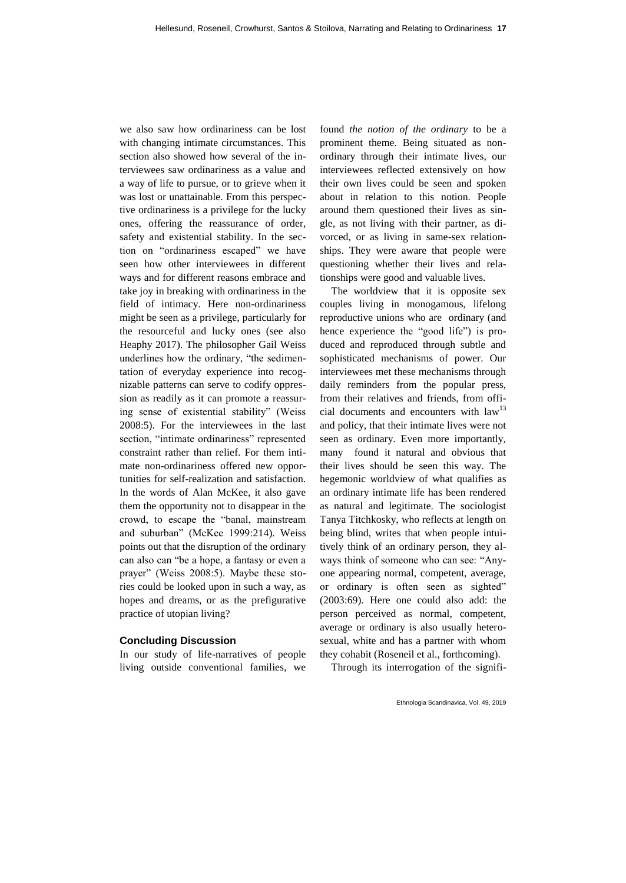we also saw how ordinariness can be lost with changing intimate circumstances. This section also showed how several of the interviewees saw ordinariness as a value and a way of life to pursue, or to grieve when it was lost or unattainable. From this perspective ordinariness is a privilege for the lucky ones, offering the reassurance of order, safety and existential stability. In the section on "ordinariness escaped" we have seen how other interviewees in different ways and for different reasons embrace and take joy in breaking with ordinariness in the field of intimacy. Here non-ordinariness might be seen as a privilege, particularly for the resourceful and lucky ones (see also Heaphy 2017). The philosopher Gail Weiss underlines how the ordinary, "the sedimentation of everyday experience into recognizable patterns can serve to codify oppression as readily as it can promote a reassuring sense of existential stability" (Weiss 2008:5). For the interviewees in the last section, "intimate ordinariness" represented constraint rather than relief. For them intimate non-ordinariness offered new opportunities for self-realization and satisfaction. In the words of Alan McKee, it also gave them the opportunity not to disappear in the crowd, to escape the "banal, mainstream and suburban" (McKee 1999:214). Weiss points out that the disruption of the ordinary can also can "be a hope, a fantasy or even a prayer" (Weiss 2008:5). Maybe these stories could be looked upon in such a way, as hopes and dreams, or as the prefigurative practice of utopian living?

## Concluding Discussion

In our study of life-narratives of people living outside conventional families, we found *the notion of the ordinary* to be a prominent theme. Being situated as non-ordinary through their intimate lives, our interviewees reflected extensively on how their own lives could be seen and spoken about in relation to this notion. People around them questioned their lives as single, as not living with their partner, as divorced, or as living in same-sex relationships. They were aware that people were questioning whether their lives and relationships were good and valuable lives.

The worldview that it is opposite sex couples living in monogamous, lifelong reproductive unions who are ordinary (and hence experience the "good life") is produced and reproduced through subtle and sophisticated mechanisms of power. Our interviewees met these mechanisms through daily reminders from the popular press, from their relatives and friends, from official documents and encounters with law[13] and policy, that their intimate lives were not seen as ordinary. Even more importantly, many found it natural and obvious that their lives should be seen this way. The hegemonic worldview of what qualifies as an ordinary intimate life has been rendered as natural and legitimate. The sociologist Tanya Titchkosky, who reflects at length on being blind, writes that when people intuitively think of an ordinary person, they always think of someone who can see: "Anyone appearing normal, competent, average, or ordinary is often seen as sighted" (2003:69). Here one could also add: the person perceived as normal, competent, average or ordinary is also usually heterosexual, white and has a partner with whom they cohabit (Roseneil et al., forthcoming).

Through its interrogation of the signifi-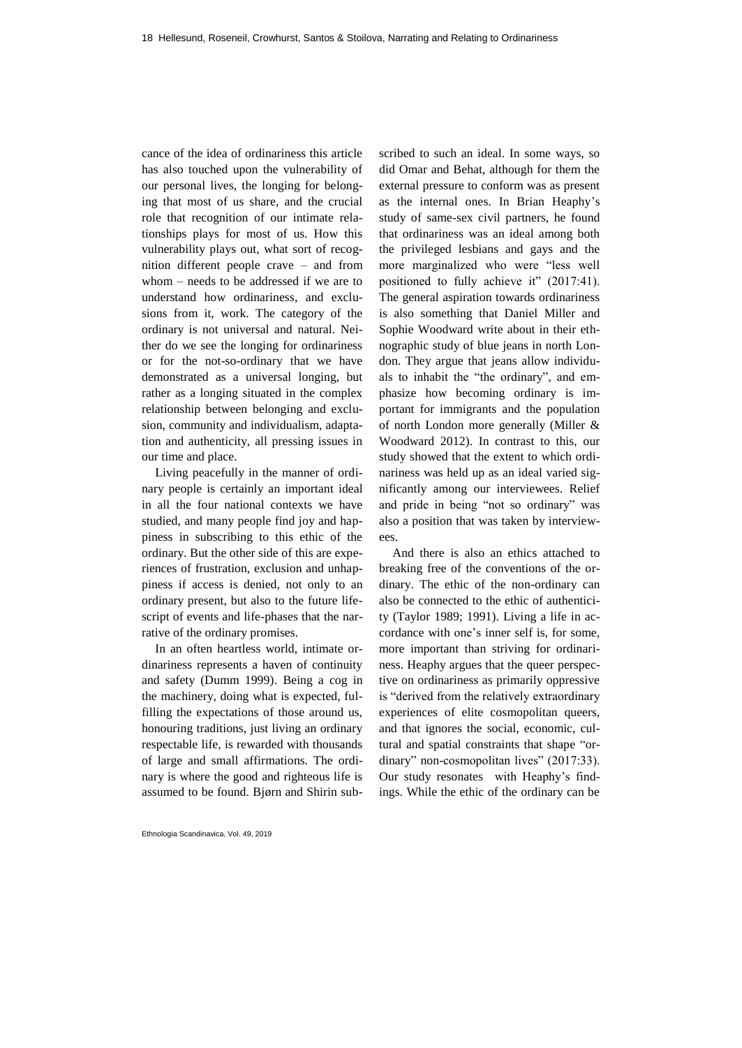cance of the idea of ordinariness this article has also touched upon the vulnerability of our personal lives, the longing for belonging that most of us share, and the crucial role that recognition of our intimate relationships plays for most of us. How this vulnerability plays out, what sort of recognition different people crave – and from whom – needs to be addressed if we are to understand how ordinariness, and exclusions from it, work. The category of the ordinary is not universal and natural. Neither do we see the longing for ordinariness or for the not-so-ordinary that we have demonstrated as a universal longing, but rather as a longing situated in the complex relationship between belonging and exclusion, community and individualism, adaptation and authenticity, all pressing issues in our time and place.

Living peacefully in the manner of ordinary people is certainly an important ideal in all the four national contexts we have studied, and many people find joy and happiness in subscribing to this ethic of the ordinary. But the other side of this are experiences of frustration, exclusion and unhappiness if access is denied, not only to an ordinary present, but also to the future life-script of events and life-phases that the narrative of the ordinary promises.

In an often heartless world, intimate ordinariness represents a haven of continuity and safety (Dumm 1999). Being a cog in the machinery, doing what is expected, fulfilling the expectations of those around us, honouring traditions, just living an ordinary respectable life, is rewarded with thousands of large and small affirmations. The ordinary is where the good and righteous life is assumed to be found. Bjørn and Shirin subscribed to such an ideal. In some ways, so did Omar and Behat, although for them the external pressure to conform was as present as the internal ones. In Brian Heaphy's study of same-sex civil partners, he found that ordinariness was an ideal among both the privileged lesbians and gays and the more marginalized who were "less well positioned to fully achieve it" (2017:41). The general aspiration towards ordinariness is also something that Daniel Miller and Sophie Woodward write about in their ethnographic study of blue jeans in north London. They argue that jeans allow individuals to inhabit the "the ordinary", and emphasize how becoming ordinary is important for immigrants and the population of north London more generally (Miller & Woodward 2012). In contrast to this, our study showed that the extent to which ordinariness was held up as an ideal varied significantly among our interviewees. Relief and pride in being "not so ordinary" was also a position that was taken by interviewees.

And there is also an ethics attached to breaking free of the conventions of the ordinary. The ethic of the non-ordinary can also be connected to the ethic of authenticity (Taylor 1989; 1991). Living a life in accordance with one's inner self is, for some, more important than striving for ordinariness. Heaphy argues that the queer perspective on ordinariness as primarily oppressive is "derived from the relatively extraordinary experiences of elite cosmopolitan queers, and that ignores the social, economic, cultural and spatial constraints that shape "ordinary" non-cosmopolitan lives" (2017:33). Our study resonates with Heaphy's findings. While the ethic of the ordinary can be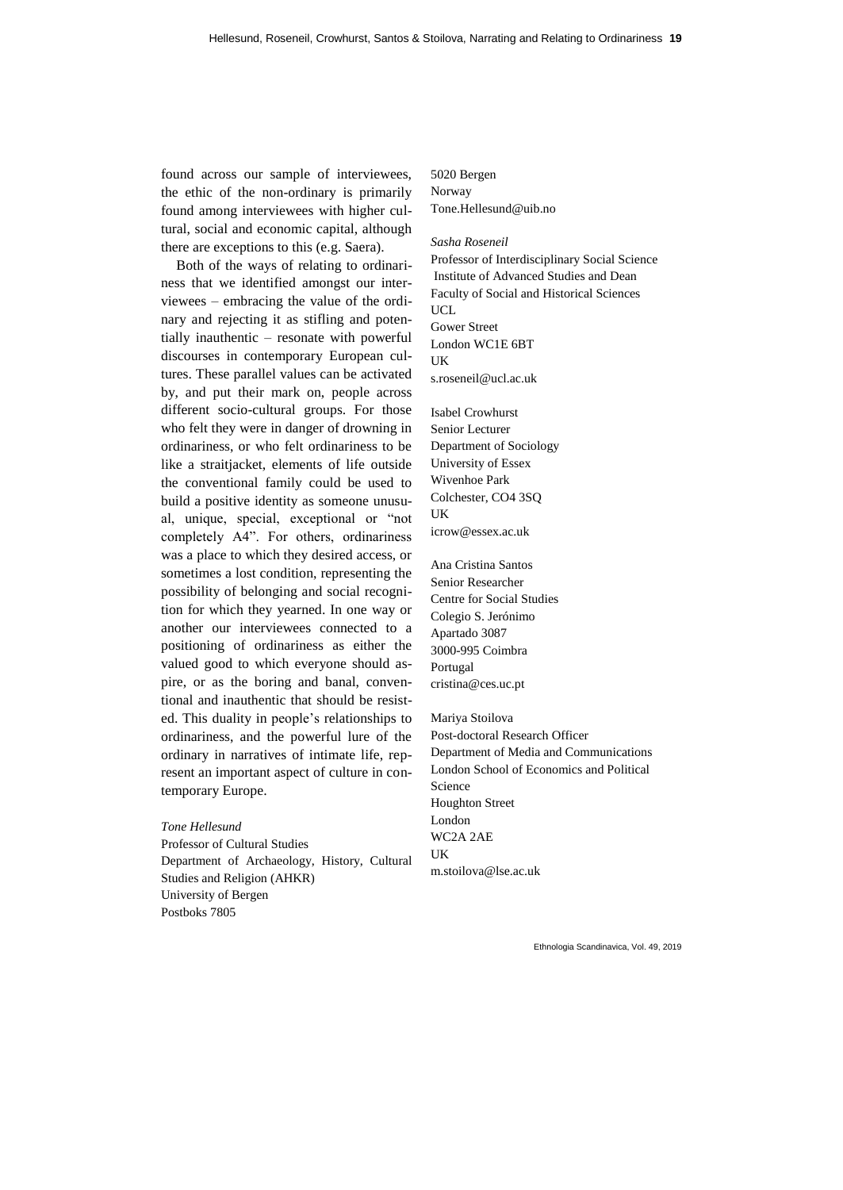found across our sample of interviewees, the ethic of the non-ordinary is primarily found among interviewees with higher cultural, social and economic capital, although there are exceptions to this (e.g. Saera).

Both of the ways of relating to ordinariness that we identified amongst our interviewees – embracing the value of the ordinary and rejecting it as stifling and potentially inauthentic – resonate with powerful discourses in contemporary European cultures. These parallel values can be activated by, and put their mark on, people across different socio-cultural groups. For those who felt they were in danger of drowning in ordinariness, or who felt ordinariness to be like a straitjacket, elements of life outside the conventional family could be used to build a positive identity as someone unusual, unique, special, exceptional or "not completely A4". For others, ordinariness was a place to which they desired access, or sometimes a lost condition, representing the possibility of belonging and social recognition for which they yearned. In one way or another our interviewees connected to a positioning of ordinariness as either the valued good to which everyone should aspire, or as the boring and banal, conventional and inauthentic that should be resisted. This duality in people's relationships to ordinariness, and the powerful lure of the ordinary in narratives of intimate life, represent an important aspect of culture in contemporary Europe.

*Tone Hellesund*
Professor of Cultural Studies
Department of Archaeology, History, Cultural Studies and Religion (AHKR)
University of Bergen
Postboks 7805
5020 Bergen
Norway
Tone.Hellesund@uib.no

*Sasha Roseneil*
Professor of Interdisciplinary Social Science
Institute of Advanced Studies and Dean
Faculty of Social and Historical Sciences
UCL
Gower Street
London WC1E 6BT
UK
s.roseneil@ucl.ac.uk

Isabel Crowhurst
Senior Lecturer
Department of Sociology
University of Essex
Wivenhoe Park
Colchester, CO4 3SQ
UK
icrow@essex.ac.uk

Ana Cristina Santos
Senior Researcher
Centre for Social Studies
Colegio S. Jerónimo
Apartado 3087
3000-995 Coimbra
Portugal
cristina@ces.uc.pt

Mariya Stoilova
Post-doctoral Research Officer
Department of Media and Communications
London School of Economics and Political Science
Houghton Street
London
WC2A 2AE
UK
m.stoilova@lse.ac.uk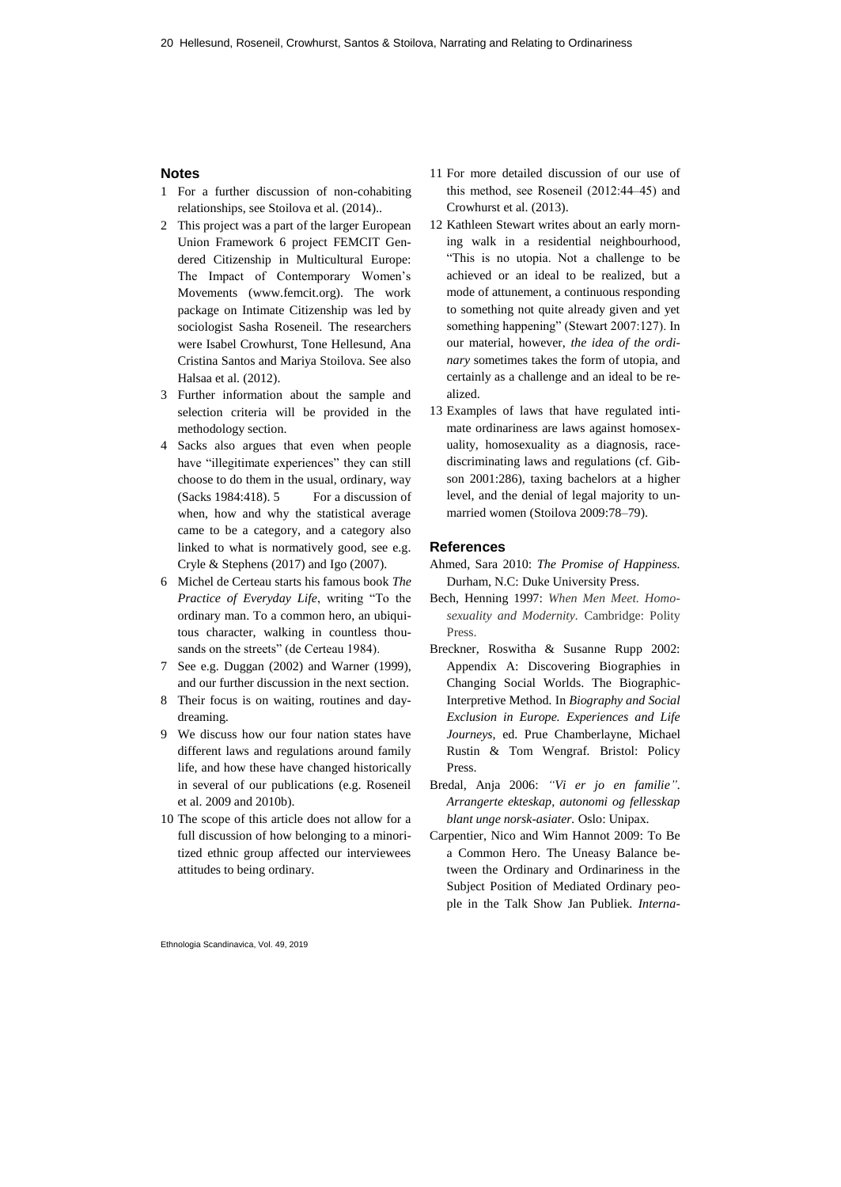## Notes

1. For a further discussion of non-cohabiting relationships, see Stoilova et al. (2014)..
2. This project was a part of the larger European Union Framework 6 project FEMCIT Gendered Citizenship in Multicultural Europe: The Impact of Contemporary Women's Movements (www.femcit.org). The work package on Intimate Citizenship was led by sociologist Sasha Roseneil. The researchers were Isabel Crowhurst, Tone Hellesund, Ana Cristina Santos and Mariya Stoilova. See also Halsaa et al. (2012).
3. Further information about the sample and selection criteria will be provided in the methodology section.
4. Sacks also argues that even when people have "illegitimate experiences" they can still choose to do them in the usual, ordinary, way (Sacks 1984:418). 5 For a discussion of when, how and why the statistical average came to be a category, and a category also linked to what is normatively good, see e.g. Cryle & Stephens (2017) and Igo (2007).
6. Michel de Certeau starts his famous book *The Practice of Everyday Life*, writing "To the ordinary man. To a common hero, an ubiquitous character, walking in countless thousands on the streets" (de Certeau 1984).
7. See e.g. Duggan (2002) and Warner (1999), and our further discussion in the next section.
8. Their focus is on waiting, routines and daydreaming.
9. We discuss how our four nation states have different laws and regulations around family life, and how these have changed historically in several of our publications (e.g. Roseneil et al. 2009 and 2010b).
10. The scope of this article does not allow for a full discussion of how belonging to a minoritized ethnic group affected our interviewees attitudes to being ordinary.
11. For more detailed discussion of our use of this method, see Roseneil (2012:44–45) and Crowhurst et al. (2013).
12. Kathleen Stewart writes about an early morning walk in a residential neighbourhood, "This is no utopia. Not a challenge to be achieved or an ideal to be realized, but a mode of attunement, a continuous responding to something not quite already given and yet something happening" (Stewart 2007:127). In our material, however, *the idea of the ordinary* sometimes takes the form of utopia, and certainly as a challenge and an ideal to be realized.
13. Examples of laws that have regulated intimate ordinariness are laws against homosexuality, homosexuality as a diagnosis, race-discriminating laws and regulations (cf. Gibson 2001:286), taxing bachelors at a higher level, and the denial of legal majority to unmarried women (Stoilova 2009:78–79).

## References

Ahmed, Sara 2010: *The Promise of Happiness.* Durham, N.C: Duke University Press.

Bech, Henning 1997: *When Men Meet. Homosexuality and Modernity.* Cambridge: Polity Press.

Breckner, Roswitha & Susanne Rupp 2002: Appendix A: Discovering Biographies in Changing Social Worlds. The Biographic-Interpretive Method. In *Biography and Social Exclusion in Europe. Experiences and Life Journeys*, ed. Prue Chamberlayne, Michael Rustin & Tom Wengraf. Bristol: Policy Press.

Bredal, Anja 2006: *"Vi er jo en familie". Arrangerte ekteskap, autonomi og fellesskap blant unge norsk-asiater.* Oslo: Unipax.

Carpentier, Nico and Wim Hannot 2009: To Be a Common Hero. The Uneasy Balance between the Ordinary and Ordinariness in the Subject Position of Mediated Ordinary people in the Talk Show Jan Publiek. *Interna-*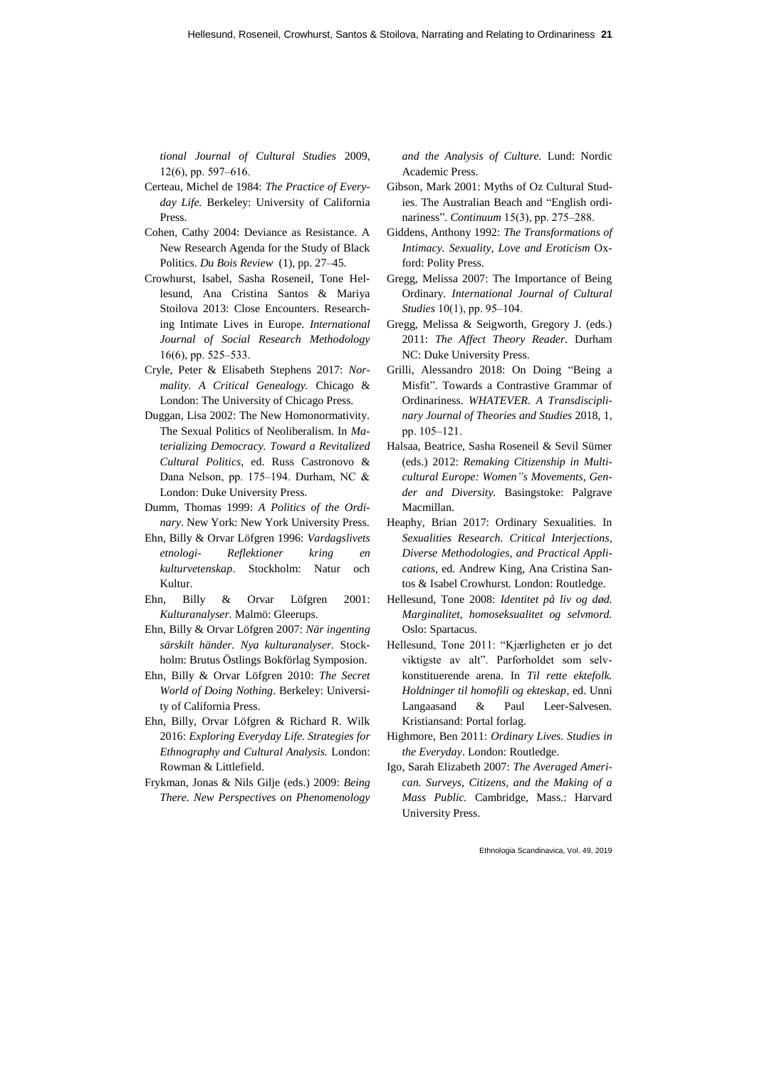*tional Journal of Cultural Studies* 2009, 12(6), pp. 597–616.

Certeau, Michel de 1984: *The Practice of Everyday Life.* Berkeley: University of California Press.

Cohen, Cathy 2004: Deviance as Resistance. A New Research Agenda for the Study of Black Politics. *Du Bois Review* (1), pp. 27–45.

Crowhurst, Isabel, Sasha Roseneil, Tone Hellesund, Ana Cristina Santos & Mariya Stoilova 2013: Close Encounters. Researching Intimate Lives in Europe. *International Journal of Social Research Methodology* 16(6), pp. 525–533.

Cryle, Peter & Elisabeth Stephens 2017: *Normality. A Critical Genealogy.* Chicago & London: The University of Chicago Press.

Duggan, Lisa 2002: The New Homonormativity. The Sexual Politics of Neoliberalism. In *Materializing Democracy. Toward a Revitalized Cultural Politics*, ed. Russ Castronovo & Dana Nelson, pp. 175–194. Durham, NC & London: Duke University Press.

Dumm, Thomas 1999: *A Politics of the Ordinary*. New York: New York University Press.

Ehn, Billy & Orvar Löfgren 1996: *Vardagslivets etnologi- Reflektioner kring en kulturvetenskap*. Stockholm: Natur och Kultur.

Ehn, Billy & Orvar Löfgren 2001: *Kulturanalyser*. Malmö: Gleerups.

Ehn, Billy & Orvar Löfgren 2007: *När ingenting särskilt händer. Nya kulturanalyser*. Stockholm: Brutus Östlings Bokförlag Symposion.

Ehn, Billy & Orvar Löfgren 2010: *The Secret World of Doing Nothing*. Berkeley: University of California Press.

Ehn, Billy, Orvar Löfgren & Richard R. Wilk 2016: *Exploring Everyday Life. Strategies for Ethnography and Cultural Analysis.* London: Rowman & Littlefield.

Frykman, Jonas & Nils Gilje (eds.) 2009: *Being There. New Perspectives on Phenomenology and the Analysis of Culture.* Lund: Nordic Academic Press.

Gibson, Mark 2001: Myths of Oz Cultural Studies. The Australian Beach and "English ordinariness". *Continuum* 15(3), pp. 275–288.

Giddens, Anthony 1992: *The Transformations of Intimacy. Sexuality, Love and Eroticism* Oxford: Polity Press.

Gregg, Melissa 2007: The Importance of Being Ordinary. *International Journal of Cultural Studies* 10(1), pp. 95–104.

Gregg, Melissa & Seigworth, Gregory J. (eds.) 2011: *The Affect Theory Reader.* Durham NC: Duke University Press.

Grilli, Alessandro 2018: On Doing "Being a Misfit". Towards a Contrastive Grammar of Ordinariness. *WHATEVER. A Transdisciplinary Journal of Theories and Studies* 2018, 1, pp. 105–121.

Halsaa, Beatrice, Sasha Roseneil & Sevil Sümer (eds.) 2012: *Remaking Citizenship in Multicultural Europe: Women"s Movements, Gender and Diversity.* Basingstoke: Palgrave Macmillan.

Heaphy, Brian 2017: Ordinary Sexualities. In *Sexualities Research. Critical Interjections, Diverse Methodologies, and Practical Applications*, ed. Andrew King, Ana Cristina Santos & Isabel Crowhurst. London: Routledge.

Hellesund, Tone 2008: *Identitet på liv og død. Marginalitet, homoseksualitet og selvmord.* Oslo: Spartacus.

Hellesund, Tone 2011: "Kjærligheten er jo det viktigste av alt". Parforholdet som selvkonstituerende arena. In *Til rette ektefolk. Holdninger til homofili og ekteskap*, ed. Unni Langaasand & Paul Leer-Salvesen. Kristiansand: Portal forlag.

Highmore, Ben 2011: *Ordinary Lives. Studies in the Everyday*. London: Routledge.

Igo, Sarah Elizabeth 2007: *The Averaged American. Surveys, Citizens, and the Making of a Mass Public.* Cambridge, Mass.: Harvard University Press.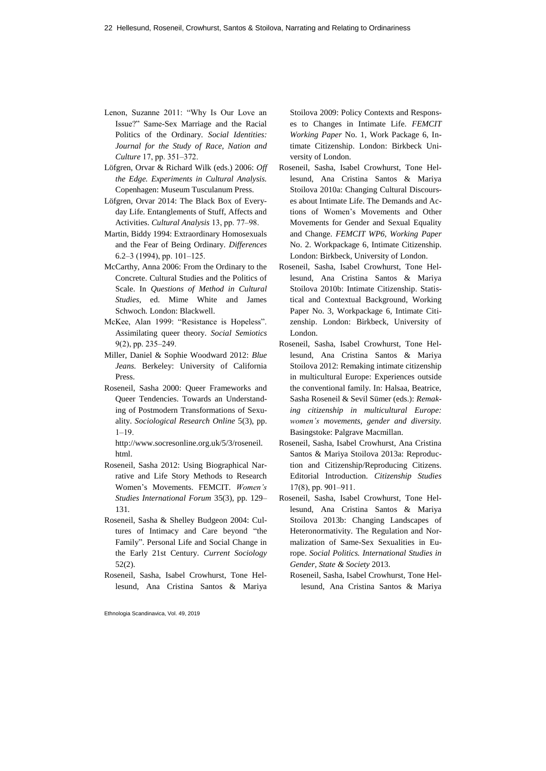Lenon, Suzanne 2011: "Why Is Our Love an Issue?" Same-Sex Marriage and the Racial Politics of the Ordinary. *Social Identities: Journal for the Study of Race, Nation and Culture* 17, pp. 351–372.

Löfgren, Orvar & Richard Wilk (eds.) 2006: *Off the Edge. Experiments in Cultural Analysis.* Copenhagen: Museum Tusculanum Press.

Löfgren, Orvar 2014: The Black Box of Everyday Life. Entanglements of Stuff, Affects and Activities. *Cultural Analysis* 13, pp. 77–98.

Martin, Biddy 1994: Extraordinary Homosexuals and the Fear of Being Ordinary. *Differences* 6.2–3 (1994), pp. 101–125.

McCarthy, Anna 2006: From the Ordinary to the Concrete. Cultural Studies and the Politics of Scale. In *Questions of Method in Cultural Studies*, ed. Mime White and James Schwoch. London: Blackwell.

McKee, Alan 1999: "Resistance is Hopeless". Assimilating queer theory. *Social Semiotics* 9(2), pp. 235–249.

Miller, Daniel & Sophie Woodward 2012: *Blue Jeans.* Berkeley: University of California Press.

Roseneil, Sasha 2000: Queer Frameworks and Queer Tendencies. Towards an Understanding of Postmodern Transformations of Sexuality. *Sociological Research Online* 5(3), pp. 1–19.
http://www.socresonline.org.uk/5/3/roseneil.html.

Roseneil, Sasha 2012: Using Biographical Narrative and Life Story Methods to Research Women's Movements. FEMCIT. *Women's Studies International Forum* 35(3), pp. 129–131.

Roseneil, Sasha & Shelley Budgeon 2004: Cultures of Intimacy and Care beyond "the Family". Personal Life and Social Change in the Early 21st Century. *Current Sociology* 52(2).

Roseneil, Sasha, Isabel Crowhurst, Tone Hellesund, Ana Cristina Santos & Mariya Stoilova 2009: Policy Contexts and Responses to Changes in Intimate Life. *FEMCIT Working Paper* No. 1, Work Package 6, Intimate Citizenship. London: Birkbeck University of London.

Roseneil, Sasha, Isabel Crowhurst, Tone Hellesund, Ana Cristina Santos & Mariya Stoilova 2010a: Changing Cultural Discourses about Intimate Life. The Demands and Actions of Women's Movements and Other Movements for Gender and Sexual Equality and Change. *FEMCIT WP6, Working Paper* No. 2. Workpackage 6, Intimate Citizenship. London: Birkbeck, University of London.

Roseneil, Sasha, Isabel Crowhurst, Tone Hellesund, Ana Cristina Santos & Mariya Stoilova 2010b: Intimate Citizenship. Statistical and Contextual Background, Working Paper No. 3, Workpackage 6, Intimate Citizenship. London: Birkbeck, University of London.

Roseneil, Sasha, Isabel Crowhurst, Tone Hellesund, Ana Cristina Santos & Mariya Stoilova 2012: Remaking intimate citizenship in multicultural Europe: Experiences outside the conventional family. In: Halsaa, Beatrice, Sasha Roseneil & Sevil Sümer (eds.): *Remaking citizenship in multicultural Europe: women's movements, gender and diversity*. Basingstoke: Palgrave Macmillan.

Roseneil, Sasha, Isabel Crowhurst, Ana Cristina Santos & Mariya Stoilova 2013a: Reproduction and Citizenship/Reproducing Citizens. Editorial Introduction. *Citizenship Studies* 17(8), pp. 901–911.

Roseneil, Sasha, Isabel Crowhurst, Tone Hellesund, Ana Cristina Santos & Mariya Stoilova 2013b: Changing Landscapes of Heteronormativity. The Regulation and Normalization of Same-Sex Sexualities in Europe. *Social Politics. International Studies in Gender, State & Society* 2013.

Roseneil, Sasha, Isabel Crowhurst, Tone Hellesund, Ana Cristina Santos & Mariya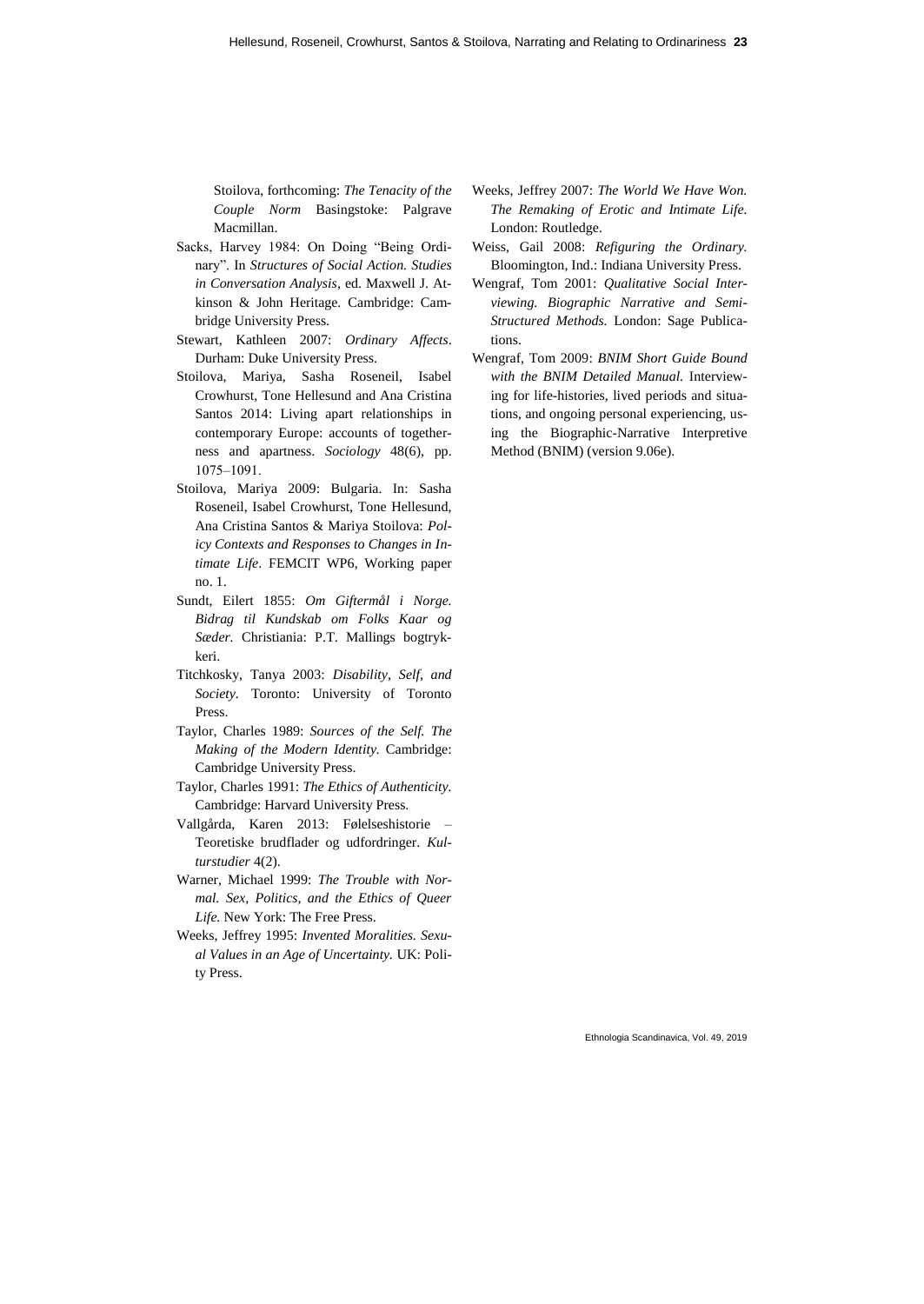Stoilova, forthcoming: *The Tenacity of the Couple Norm* Basingstoke: Palgrave Macmillan.

Sacks, Harvey 1984: On Doing "Being Ordinary". In *Structures of Social Action. Studies in Conversation Analysis*, ed. Maxwell J. Atkinson & John Heritage. Cambridge: Cambridge University Press.

Stewart, Kathleen 2007: *Ordinary Affects*. Durham: Duke University Press.

Stoilova, Mariya, Sasha Roseneil, Isabel Crowhurst, Tone Hellesund and Ana Cristina Santos 2014: Living apart relationships in contemporary Europe: accounts of togetherness and apartness. *Sociology* 48(6), pp. 1075–1091.

Stoilova, Mariya 2009: Bulgaria. In: Sasha Roseneil, Isabel Crowhurst, Tone Hellesund, Ana Cristina Santos & Mariya Stoilova: *Policy Contexts and Responses to Changes in Intimate Life*. FEMCIT WP6, Working paper no. 1.

Sundt, Eilert 1855: *Om Giftermål i Norge. Bidrag til Kundskab om Folks Kaar og Sæder.* Christiania: P.T. Mallings bogtrykkeri.

Titchkosky, Tanya 2003: *Disability, Self, and Society.* Toronto: University of Toronto Press.

Taylor, Charles 1989: *Sources of the Self. The Making of the Modern Identity.* Cambridge: Cambridge University Press.

Taylor, Charles 1991: *The Ethics of Authenticity.* Cambridge: Harvard University Press.

Vallgårda, Karen 2013: Følelseshistorie – Teoretiske brudflader og udfordringer. *Kulturstudier* 4(2).

Warner, Michael 1999: *The Trouble with Normal. Sex, Politics, and the Ethics of Queer Life.* New York: The Free Press.

Weeks, Jeffrey 1995: *Invented Moralities. Sexual Values in an Age of Uncertainty.* UK: Polity Press.

Weeks, Jeffrey 2007: *The World We Have Won. The Remaking of Erotic and Intimate Life.* London: Routledge.

Weiss, Gail 2008: *Refiguring the Ordinary.* Bloomington, Ind.: Indiana University Press.

Wengraf, Tom 2001: *Qualitative Social Interviewing. Biographic Narrative and Semi-Structured Methods.* London: Sage Publications.

Wengraf, Tom 2009: *BNIM Short Guide Bound with the BNIM Detailed Manual.* Interviewing for life-histories, lived periods and situations, and ongoing personal experiencing, using the Biographic-Narrative Interpretive Method (BNIM) (version 9.06e).